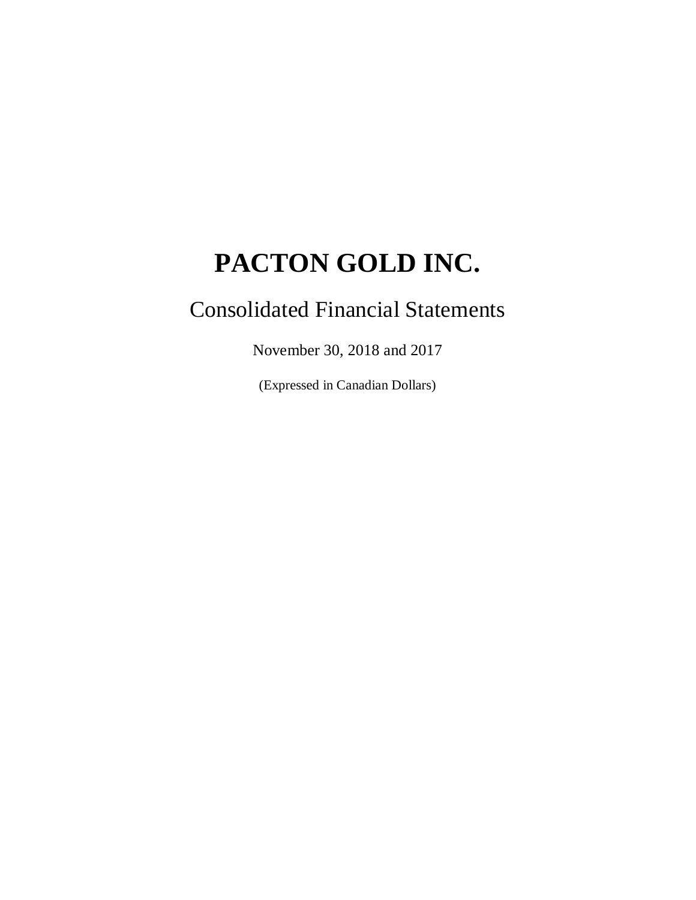# PACTON GOLD INC.

## Consolidated Financial Statements

November 30, 2018 and 2017

(Expressed in Canadian Dollars)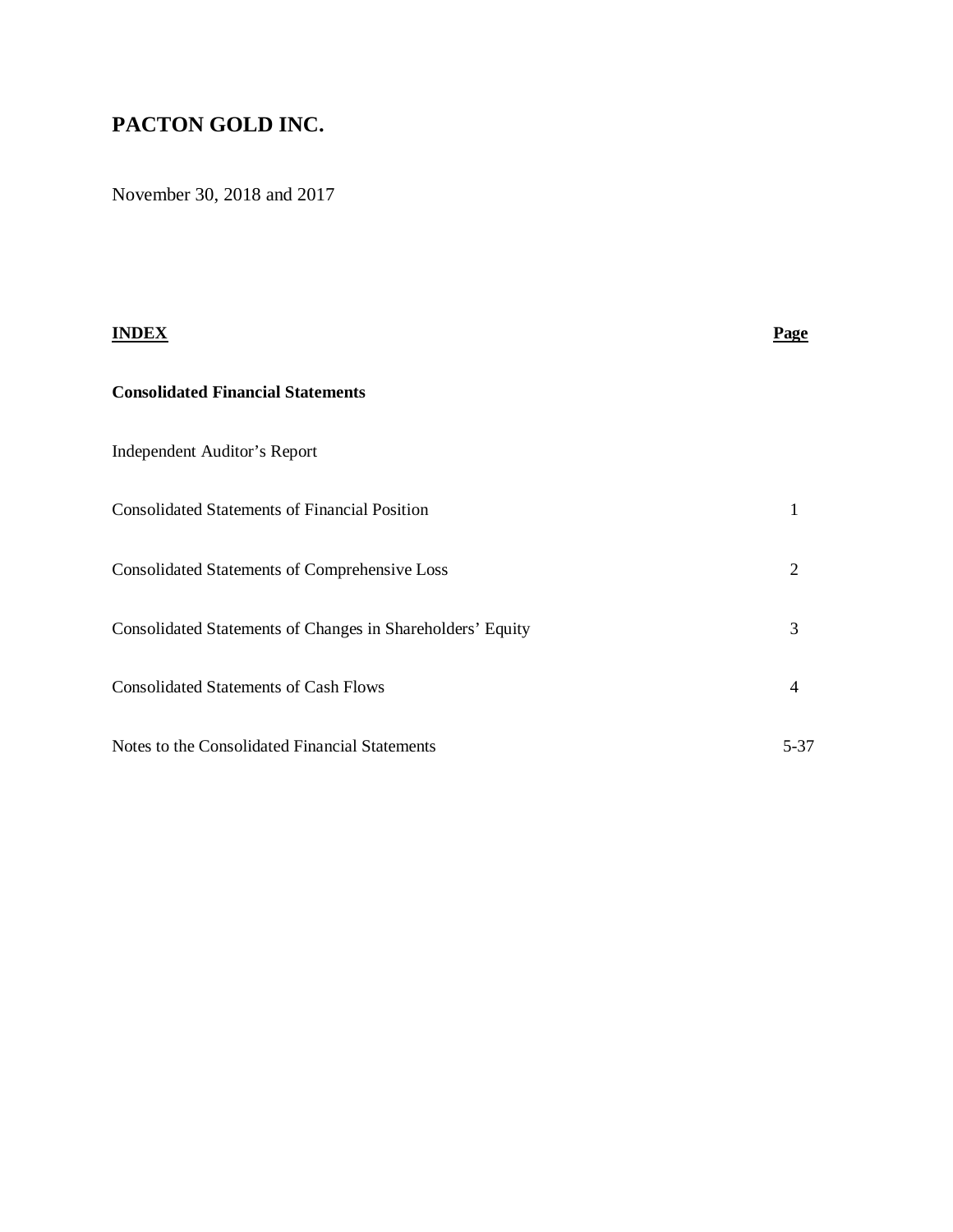# PACTON GOLD INC.

November 30, 2018 and 2017

| **INDEX** | **Page** |
|---|---|
| **Consolidated Financial Statements** | |
| Independent Auditor's Report | |
| Consolidated Statements of Financial Position | 1 |
| Consolidated Statements of Comprehensive Loss | 2 |
| Consolidated Statements of Changes in Shareholders' Equity | 3 |
| Consolidated Statements of Cash Flows | 4 |
| Notes to the Consolidated Financial Statements | 5-37 |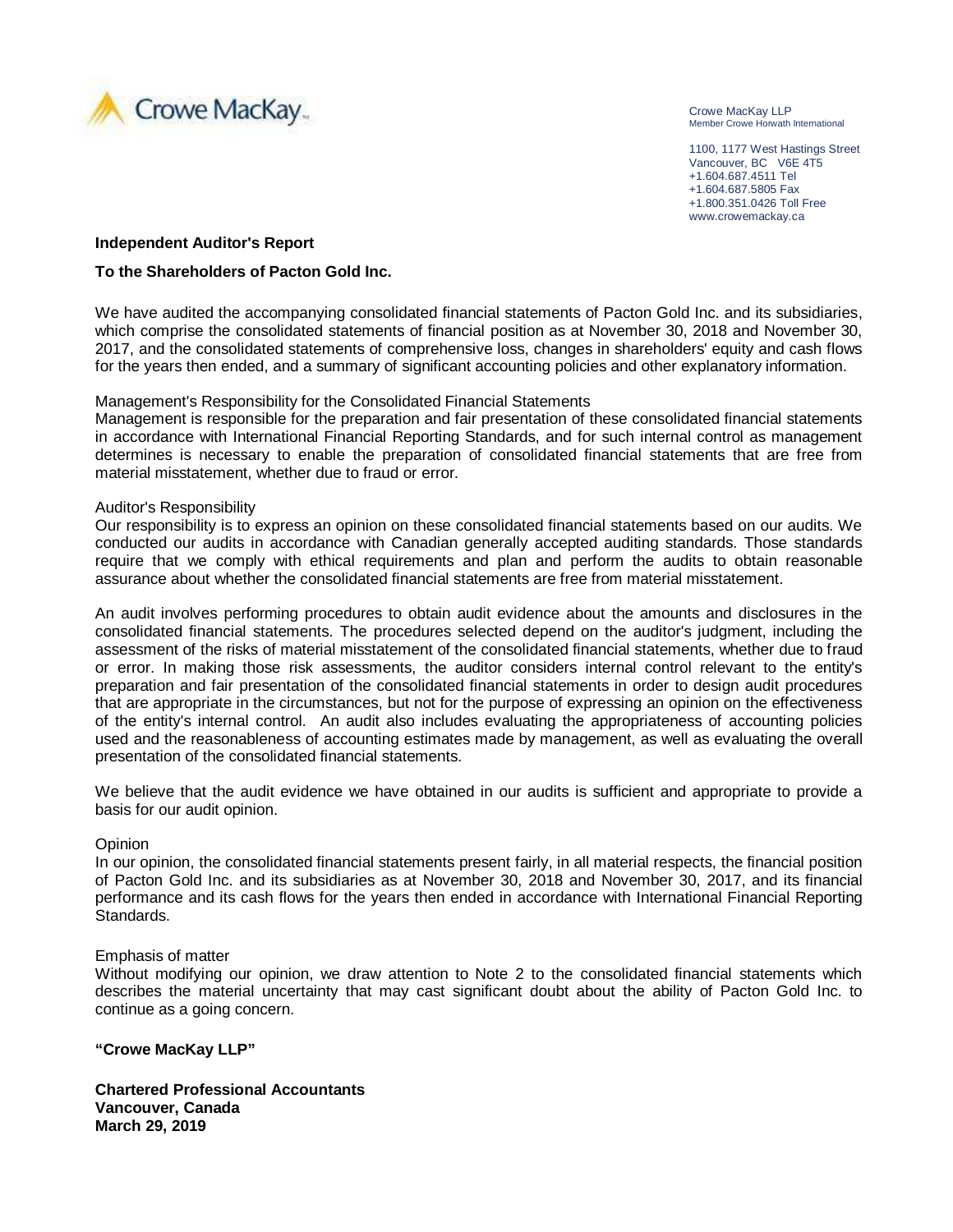Crowe MacKay LLP
Member Crowe Horwath International

1100, 1177 West Hastings Street
Vancouver, BC V6E 4T5
+1.604.687.4511 Tel
+1.604.687.5805 Fax
+1.800.351.0426 Toll Free
www.crowemackay.ca

**Independent Auditor's Report**

**To the Shareholders of Pacton Gold Inc.**

We have audited the accompanying consolidated financial statements of Pacton Gold Inc. and its subsidiaries, which comprise the consolidated statements of financial position as at November 30, 2018 and November 30, 2017, and the consolidated statements of comprehensive loss, changes in shareholders' equity and cash flows for the years then ended, and a summary of significant accounting policies and other explanatory information.

Management's Responsibility for the Consolidated Financial Statements

Management is responsible for the preparation and fair presentation of these consolidated financial statements in accordance with International Financial Reporting Standards, and for such internal control as management determines is necessary to enable the preparation of consolidated financial statements that are free from material misstatement, whether due to fraud or error.

Auditor's Responsibility

Our responsibility is to express an opinion on these consolidated financial statements based on our audits. We conducted our audits in accordance with Canadian generally accepted auditing standards. Those standards require that we comply with ethical requirements and plan and perform the audits to obtain reasonable assurance about whether the consolidated financial statements are free from material misstatement.

An audit involves performing procedures to obtain audit evidence about the amounts and disclosures in the consolidated financial statements. The procedures selected depend on the auditor's judgment, including the assessment of the risks of material misstatement of the consolidated financial statements, whether due to fraud or error. In making those risk assessments, the auditor considers internal control relevant to the entity's preparation and fair presentation of the consolidated financial statements in order to design audit procedures that are appropriate in the circumstances, but not for the purpose of expressing an opinion on the effectiveness of the entity's internal control. An audit also includes evaluating the appropriateness of accounting policies used and the reasonableness of accounting estimates made by management, as well as evaluating the overall presentation of the consolidated financial statements.

We believe that the audit evidence we have obtained in our audits is sufficient and appropriate to provide a basis for our audit opinion.

Opinion

In our opinion, the consolidated financial statements present fairly, in all material respects, the financial position of Pacton Gold Inc. and its subsidiaries as at November 30, 2018 and November 30, 2017, and its financial performance and its cash flows for the years then ended in accordance with International Financial Reporting Standards.

Emphasis of matter

Without modifying our opinion, we draw attention to Note 2 to the consolidated financial statements which describes the material uncertainty that may cast significant doubt about the ability of Pacton Gold Inc. to continue as a going concern.

**"Crowe MacKay LLP"**

**Chartered Professional Accountants**
**Vancouver, Canada**
**March 29, 2019**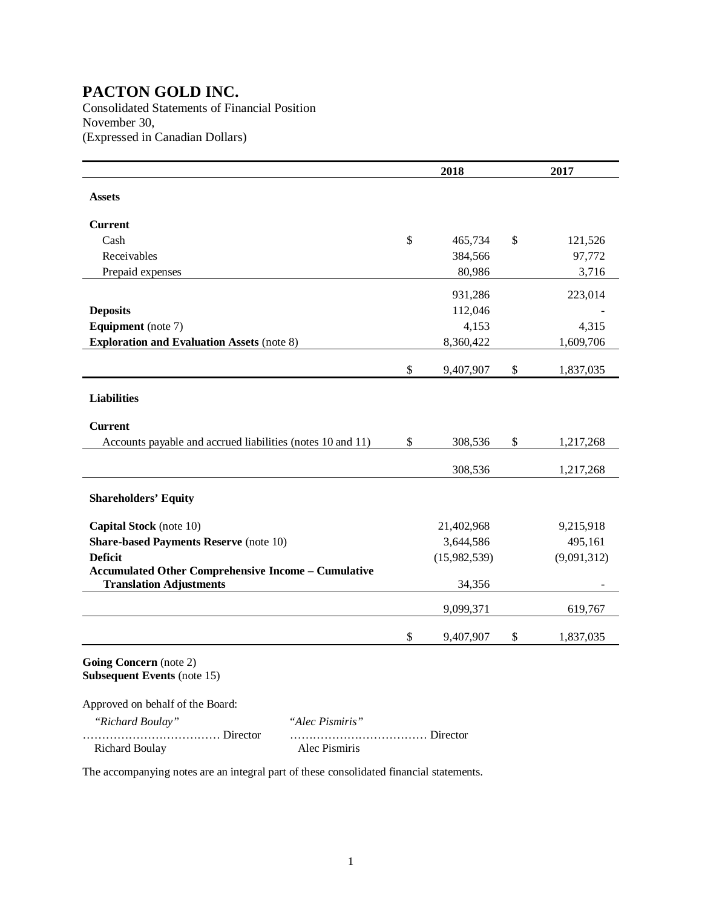# PACTON GOLD INC.

Consolidated Statements of Financial Position
November 30,
(Expressed in Canadian Dollars)

| | 2018 | 2017 |
|---|---|---|
| **Assets** | | |
| **Current** | | |
| Cash | $ 465,734 | $ 121,526 |
| Receivables | 384,566 | 97,772 |
| Prepaid expenses | 80,986 | 3,716 |
| | 931,286 | 223,014 |
| **Deposits** | 112,046 | - |
| **Equipment** (note 7) | 4,153 | 4,315 |
| **Exploration and Evaluation Assets** (note 8) | 8,360,422 | 1,609,706 |
| | $ 9,407,907 | $ 1,837,035 |
| **Liabilities** | | |
| **Current** | | |
| Accounts payable and accrued liabilities (notes 10 and 11) | $ 308,536 | $ 1,217,268 |
| | 308,536 | 1,217,268 |
| **Shareholders' Equity** | | |
| **Capital Stock** (note 10) | 21,402,968 | 9,215,918 |
| **Share-based Payments Reserve** (note 10) | 3,644,586 | 495,161 |
| **Deficit** | (15,982,539) | (9,091,312) |
| **Accumulated Other Comprehensive Income – Cumulative Translation Adjustments** | 34,356 | - |
| | 9,099,371 | 619,767 |
| | $ 9,407,907 | $ 1,837,035 |

**Going Concern** (note 2)
**Subsequent Events** (note 15)

Approved on behalf of the Board:

*"Richard Boulay"* ……………………………… Director
Richard Boulay

*"Alec Pismiris"* ……………………………… Director
Alec Pismiris

The accompanying notes are an integral part of these consolidated financial statements.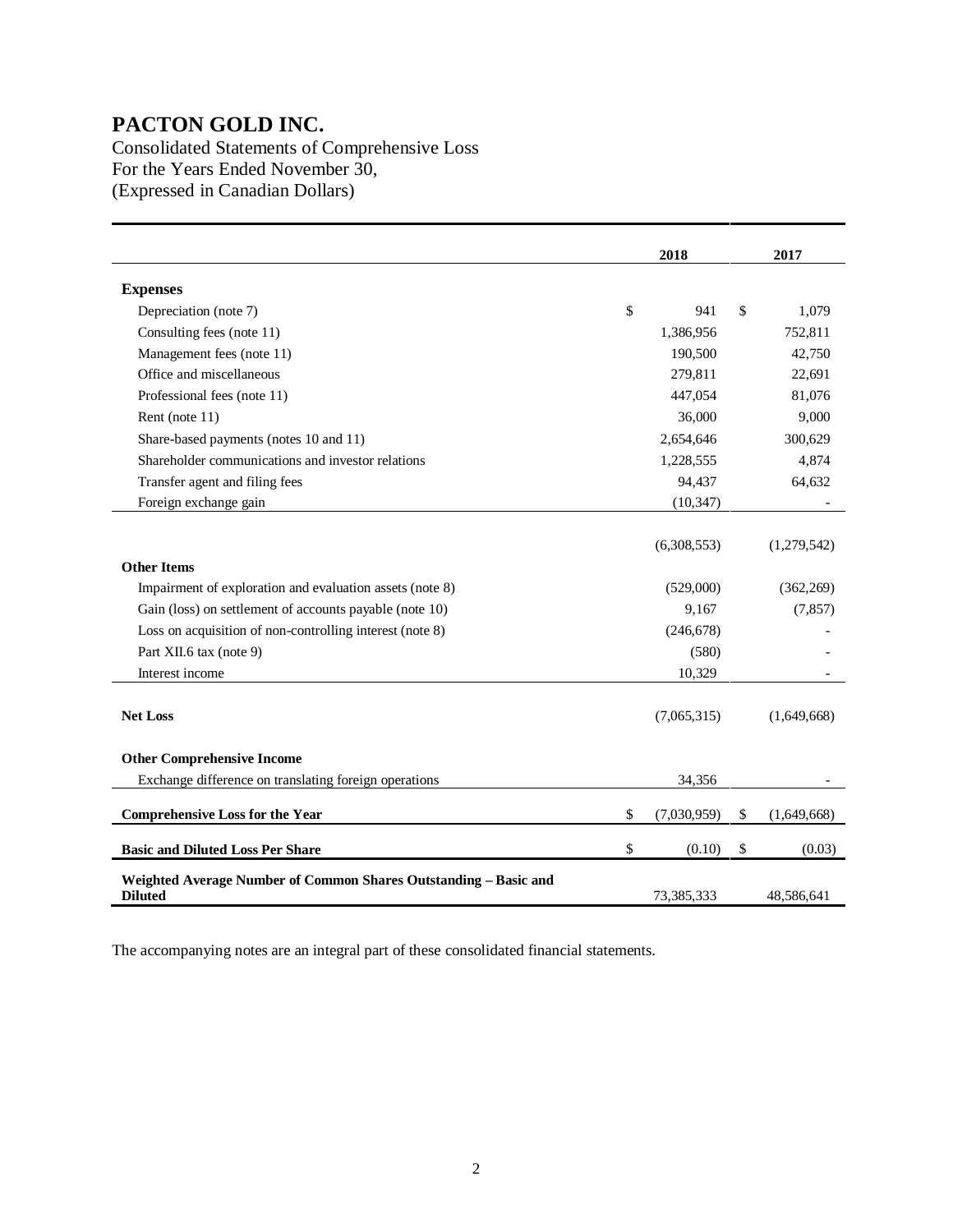# PACTON GOLD INC.

Consolidated Statements of Comprehensive Loss
For the Years Ended November 30,
(Expressed in Canadian Dollars)

| | 2018 | 2017 |
|---|---|---|
| **Expenses** | | |
| Depreciation (note 7) | $ 941 | $ 1,079 |
| Consulting fees (note 11) | 1,386,956 | 752,811 |
| Management fees (note 11) | 190,500 | 42,750 |
| Office and miscellaneous | 279,811 | 22,691 |
| Professional fees (note 11) | 447,054 | 81,076 |
| Rent (note 11) | 36,000 | 9,000 |
| Share-based payments (notes 10 and 11) | 2,654,646 | 300,629 |
| Shareholder communications and investor relations | 1,228,555 | 4,874 |
| Transfer agent and filing fees | 94,437 | 64,632 |
| Foreign exchange gain | (10,347) | - |
| | (6,308,553) | (1,279,542) |
| **Other Items** | | |
| Impairment of exploration and evaluation assets (note 8) | (529,000) | (362,269) |
| Gain (loss) on settlement of accounts payable (note 10) | 9,167 | (7,857) |
| Loss on acquisition of non-controlling interest (note 8) | (246,678) | - |
| Part XII.6 tax (note 9) | (580) | - |
| Interest income | 10,329 | - |
| **Net Loss** | (7,065,315) | (1,649,668) |
| **Other Comprehensive Income** | | |
| Exchange difference on translating foreign operations | 34,356 | - |
| **Comprehensive Loss for the Year** | $ (7,030,959) | $ (1,649,668) |
| **Basic and Diluted Loss Per Share** | $ (0.10) | $ (0.03) |
| **Weighted Average Number of Common Shares Outstanding – Basic and Diluted** | 73,385,333 | 48,586,641 |

The accompanying notes are an integral part of these consolidated financial statements.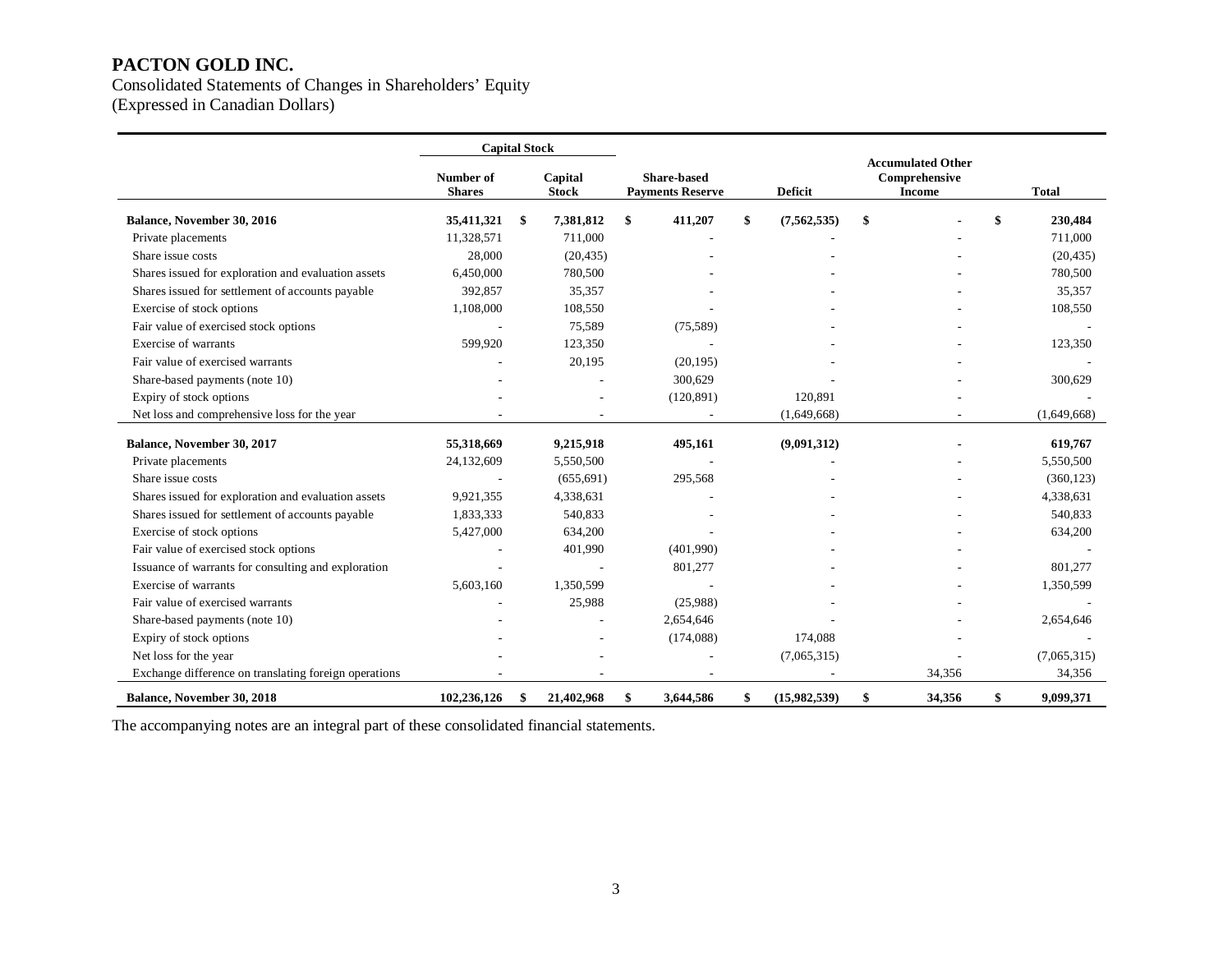# PACTON GOLD INC.

Consolidated Statements of Changes in Shareholders' Equity
(Expressed in Canadian Dollars)

| | Capital Stock | | | | | |
|---|---|---|---|---|---|---|
| | Number of Shares | Capital Stock | Share-based Payments Reserve | Deficit | Accumulated Other Comprehensive Income | Total |
| **Balance, November 30, 2016** | **35,411,321** | **$ 7,381,812** | **$ 411,207** | **$ (7,562,535)** | **$ -** | **$ 230,484** |
| Private placements | 11,328,571 | 711,000 | - | - | - | 711,000 |
| Share issue costs | 28,000 | (20,435) | - | - | - | (20,435) |
| Shares issued for exploration and evaluation assets | 6,450,000 | 780,500 | - | - | - | 780,500 |
| Shares issued for settlement of accounts payable | 392,857 | 35,357 | - | - | - | 35,357 |
| Exercise of stock options | 1,108,000 | 108,550 | - | - | - | 108,550 |
| Fair value of exercised stock options | - | 75,589 | (75,589) | - | - | - |
| Exercise of warrants | 599,920 | 123,350 | - | - | - | 123,350 |
| Fair value of exercised warrants | - | 20,195 | (20,195) | - | - | - |
| Share-based payments (note 10) | - | - | 300,629 | - | - | 300,629 |
| Expiry of stock options | - | - | (120,891) | 120,891 | - | - |
| Net loss and comprehensive loss for the year | - | - | - | (1,649,668) | - | (1,649,668) |
| **Balance, November 30, 2017** | **55,318,669** | **9,215,918** | **495,161** | **(9,091,312)** | **-** | **619,767** |
| Private placements | 24,132,609 | 5,550,500 | - | - | - | 5,550,500 |
| Share issue costs | - | (655,691) | 295,568 | - | - | (360,123) |
| Shares issued for exploration and evaluation assets | 9,921,355 | 4,338,631 | - | - | - | 4,338,631 |
| Shares issued for settlement of accounts payable | 1,833,333 | 540,833 | - | - | - | 540,833 |
| Exercise of stock options | 5,427,000 | 634,200 | - | - | - | 634,200 |
| Fair value of exercised stock options | - | 401,990 | (401,990) | - | - | - |
| Issuance of warrants for consulting and exploration | - | - | 801,277 | - | - | 801,277 |
| Exercise of warrants | 5,603,160 | 1,350,599 | - | - | - | 1,350,599 |
| Fair value of exercised warrants | - | 25,988 | (25,988) | - | - | - |
| Share-based payments (note 10) | - | - | 2,654,646 | - | - | 2,654,646 |
| Expiry of stock options | - | - | (174,088) | 174,088 | - | - |
| Net loss for the year | - | - | - | (7,065,315) | - | (7,065,315) |
| Exchange difference on translating foreign operations | - | - | - | - | 34,356 | 34,356 |
| **Balance, November 30, 2018** | **102,236,126** | **$ 21,402,968** | **$ 3,644,586** | **$ (15,982,539)** | **$ 34,356** | **$ 9,099,371** |

The accompanying notes are an integral part of these consolidated financial statements.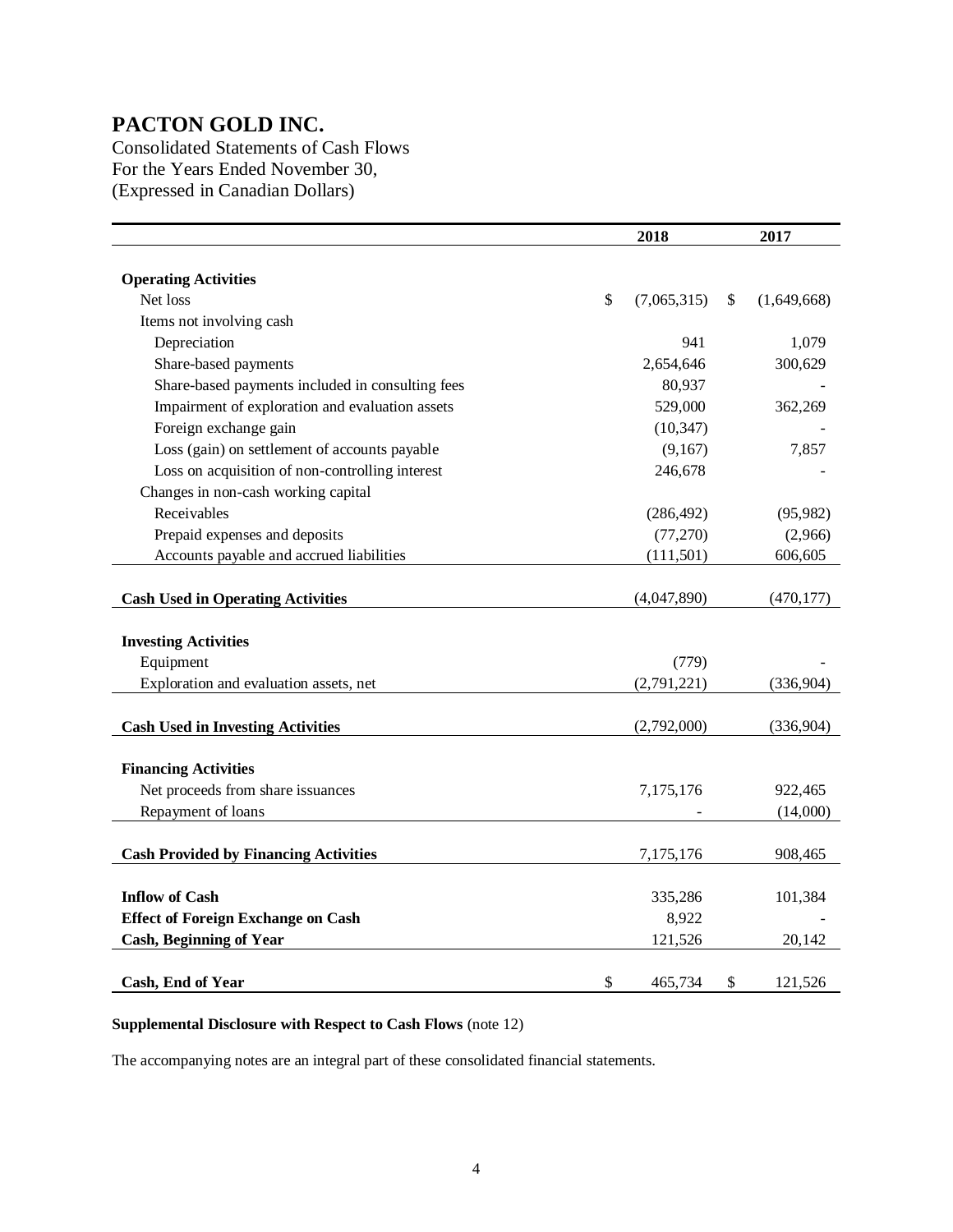# PACTON GOLD INC.

Consolidated Statements of Cash Flows
For the Years Ended November 30,
(Expressed in Canadian Dollars)

| | 2018 | 2017 |
|---|---|---|
| **Operating Activities** | | |
| Net loss | $ (7,065,315) | $ (1,649,668) |
| Items not involving cash | | |
| Depreciation | 941 | 1,079 |
| Share-based payments | 2,654,646 | 300,629 |
| Share-based payments included in consulting fees | 80,937 | - |
| Impairment of exploration and evaluation assets | 529,000 | 362,269 |
| Foreign exchange gain | (10,347) | - |
| Loss (gain) on settlement of accounts payable | (9,167) | 7,857 |
| Loss on acquisition of non-controlling interest | 246,678 | - |
| Changes in non-cash working capital | | |
| Receivables | (286,492) | (95,982) |
| Prepaid expenses and deposits | (77,270) | (2,966) |
| Accounts payable and accrued liabilities | (111,501) | 606,605 |
| **Cash Used in Operating Activities** | (4,047,890) | (470,177) |
| **Investing Activities** | | |
| Equipment | (779) | - |
| Exploration and evaluation assets, net | (2,791,221) | (336,904) |
| **Cash Used in Investing Activities** | (2,792,000) | (336,904) |
| **Financing Activities** | | |
| Net proceeds from share issuances | 7,175,176 | 922,465 |
| Repayment of loans | - | (14,000) |
| **Cash Provided by Financing Activities** | 7,175,176 | 908,465 |
| **Inflow of Cash** | 335,286 | 101,384 |
| **Effect of Foreign Exchange on Cash** | 8,922 | - |
| **Cash, Beginning of Year** | 121,526 | 20,142 |
| **Cash, End of Year** | $ 465,734 | $ 121,526 |

**Supplemental Disclosure with Respect to Cash Flows** (note 12)

The accompanying notes are an integral part of these consolidated financial statements.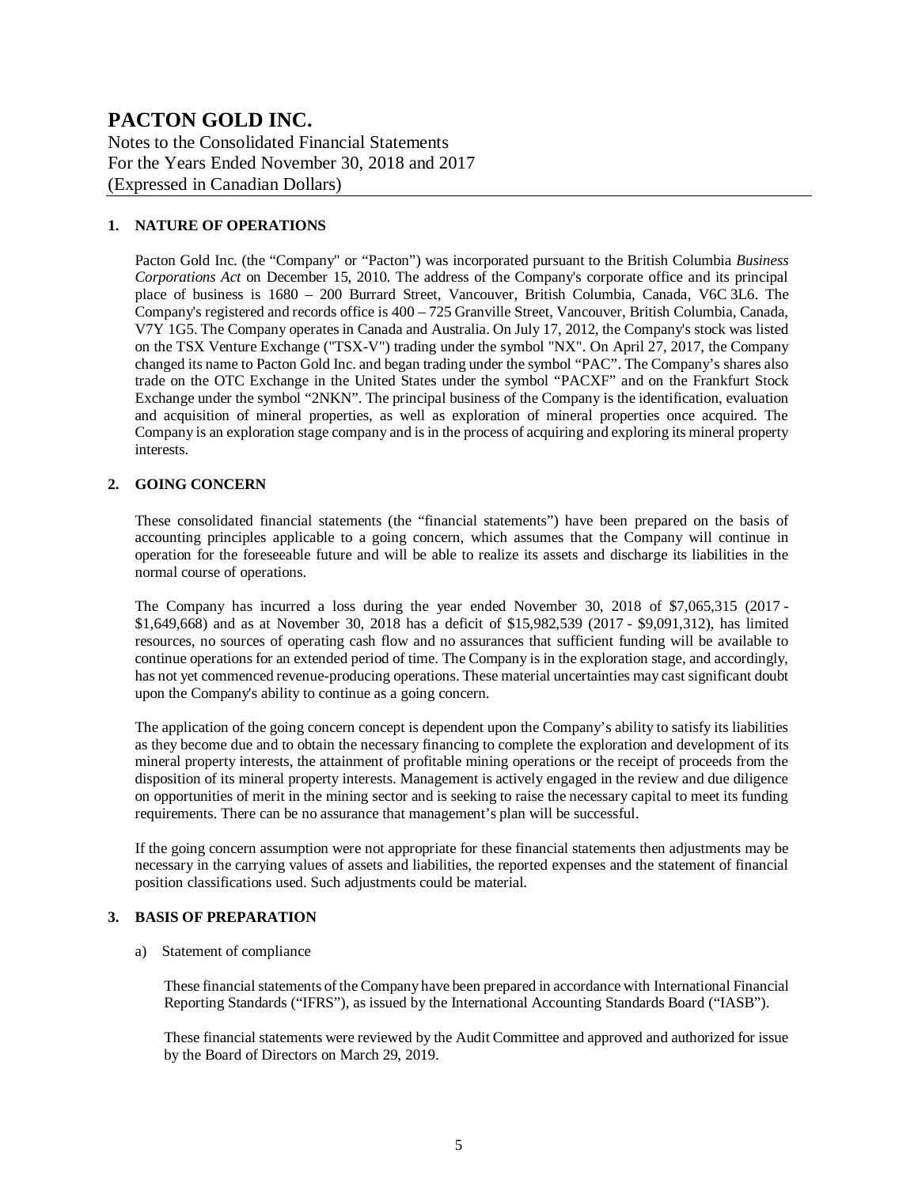# PACTON GOLD INC.

Notes to the Consolidated Financial Statements
For the Years Ended November 30, 2018 and 2017
(Expressed in Canadian Dollars)

## 1. NATURE OF OPERATIONS

Pacton Gold Inc. (the "Company" or "Pacton") was incorporated pursuant to the British Columbia *Business Corporations Act* on December 15, 2010. The address of the Company's corporate office and its principal place of business is 1680 – 200 Burrard Street, Vancouver, British Columbia, Canada, V6C 3L6. The Company's registered and records office is 400 – 725 Granville Street, Vancouver, British Columbia, Canada, V7Y 1G5. The Company operates in Canada and Australia. On July 17, 2012, the Company's stock was listed on the TSX Venture Exchange ("TSX-V") trading under the symbol "NX". On April 27, 2017, the Company changed its name to Pacton Gold Inc. and began trading under the symbol "PAC". The Company's shares also trade on the OTC Exchange in the United States under the symbol "PACXF" and on the Frankfurt Stock Exchange under the symbol "2NKN". The principal business of the Company is the identification, evaluation and acquisition of mineral properties, as well as exploration of mineral properties once acquired. The Company is an exploration stage company and is in the process of acquiring and exploring its mineral property interests.

## 2. GOING CONCERN

These consolidated financial statements (the "financial statements") have been prepared on the basis of accounting principles applicable to a going concern, which assumes that the Company will continue in operation for the foreseeable future and will be able to realize its assets and discharge its liabilities in the normal course of operations.

The Company has incurred a loss during the year ended November 30, 2018 of $7,065,315 (2017 - $1,649,668) and as at November 30, 2018 has a deficit of $15,982,539 (2017 - $9,091,312), has limited resources, no sources of operating cash flow and no assurances that sufficient funding will be available to continue operations for an extended period of time. The Company is in the exploration stage, and accordingly, has not yet commenced revenue-producing operations. These material uncertainties may cast significant doubt upon the Company's ability to continue as a going concern.

The application of the going concern concept is dependent upon the Company's ability to satisfy its liabilities as they become due and to obtain the necessary financing to complete the exploration and development of its mineral property interests, the attainment of profitable mining operations or the receipt of proceeds from the disposition of its mineral property interests. Management is actively engaged in the review and due diligence on opportunities of merit in the mining sector and is seeking to raise the necessary capital to meet its funding requirements. There can be no assurance that management's plan will be successful.

If the going concern assumption were not appropriate for these financial statements then adjustments may be necessary in the carrying values of assets and liabilities, the reported expenses and the statement of financial position classifications used. Such adjustments could be material.

## 3. BASIS OF PREPARATION

a) Statement of compliance

These financial statements of the Company have been prepared in accordance with International Financial Reporting Standards ("IFRS"), as issued by the International Accounting Standards Board ("IASB").

These financial statements were reviewed by the Audit Committee and approved and authorized for issue by the Board of Directors on March 29, 2019.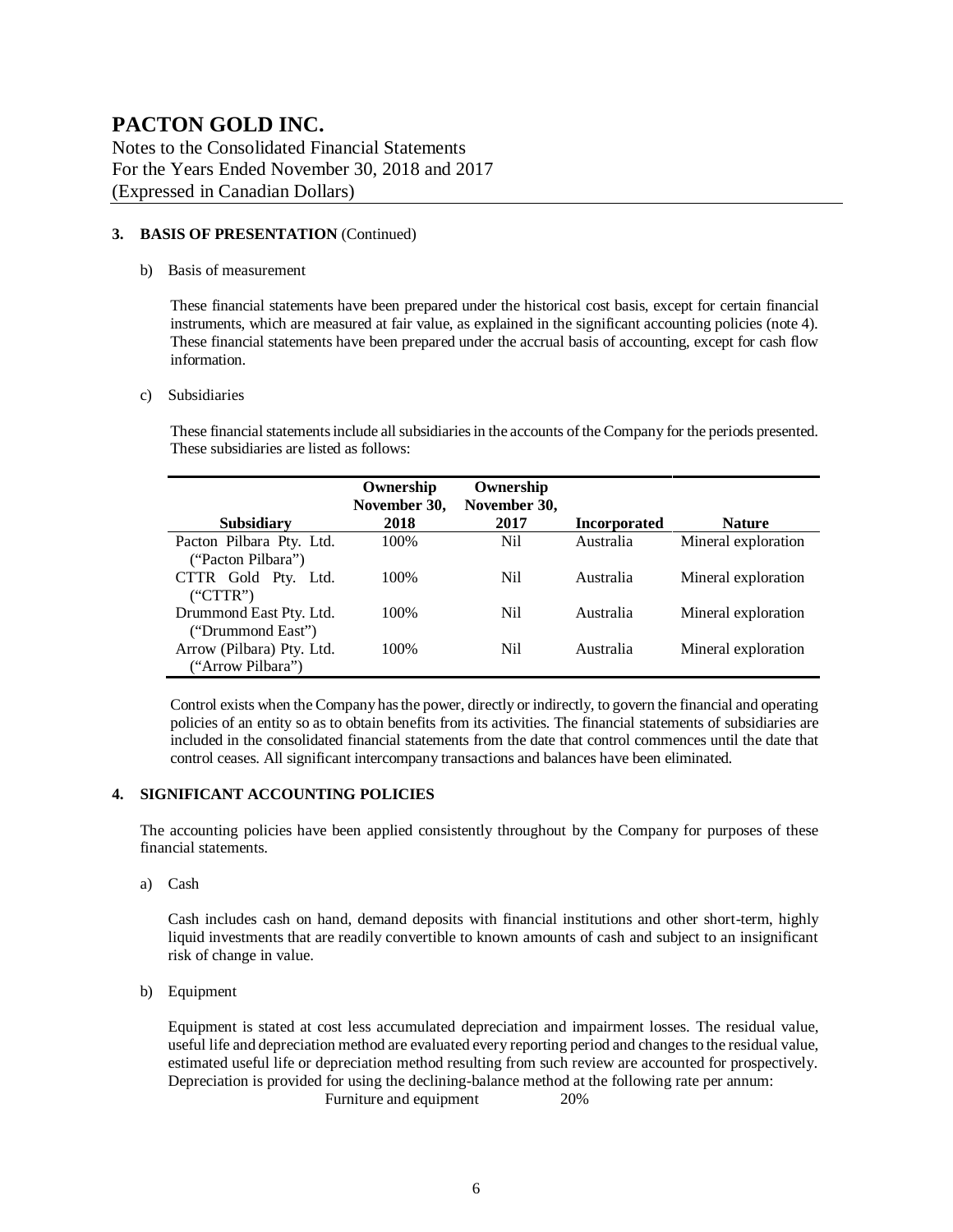# PACTON GOLD INC.

Notes to the Consolidated Financial Statements
For the Years Ended November 30, 2018 and 2017
(Expressed in Canadian Dollars)

**3. BASIS OF PRESENTATION** (Continued)

b) Basis of measurement

These financial statements have been prepared under the historical cost basis, except for certain financial instruments, which are measured at fair value, as explained in the significant accounting policies (note 4). These financial statements have been prepared under the accrual basis of accounting, except for cash flow information.

c) Subsidiaries

These financial statements include all subsidiaries in the accounts of the Company for the periods presented. These subsidiaries are listed as follows:

| Subsidiary | Ownership November 30, 2018 | Ownership November 30, 2017 | Incorporated | Nature |
|---|---|---|---|---|
| Pacton Pilbara Pty. Ltd. ("Pacton Pilbara") | 100% | Nil | Australia | Mineral exploration |
| CTTR Gold Pty. Ltd. ("CTTR") | 100% | Nil | Australia | Mineral exploration |
| Drummond East Pty. Ltd. ("Drummond East") | 100% | Nil | Australia | Mineral exploration |
| Arrow (Pilbara) Pty. Ltd. ("Arrow Pilbara") | 100% | Nil | Australia | Mineral exploration |

Control exists when the Company has the power, directly or indirectly, to govern the financial and operating policies of an entity so as to obtain benefits from its activities. The financial statements of subsidiaries are included in the consolidated financial statements from the date that control commences until the date that control ceases. All significant intercompany transactions and balances have been eliminated.

**4. SIGNIFICANT ACCOUNTING POLICIES**

The accounting policies have been applied consistently throughout by the Company for purposes of these financial statements.

a) Cash

Cash includes cash on hand, demand deposits with financial institutions and other short-term, highly liquid investments that are readily convertible to known amounts of cash and subject to an insignificant risk of change in value.

b) Equipment

Equipment is stated at cost less accumulated depreciation and impairment losses. The residual value, useful life and depreciation method are evaluated every reporting period and changes to the residual value, estimated useful life or depreciation method resulting from such review are accounted for prospectively. Depreciation is provided for using the declining-balance method at the following rate per annum:

Furniture and equipment 20%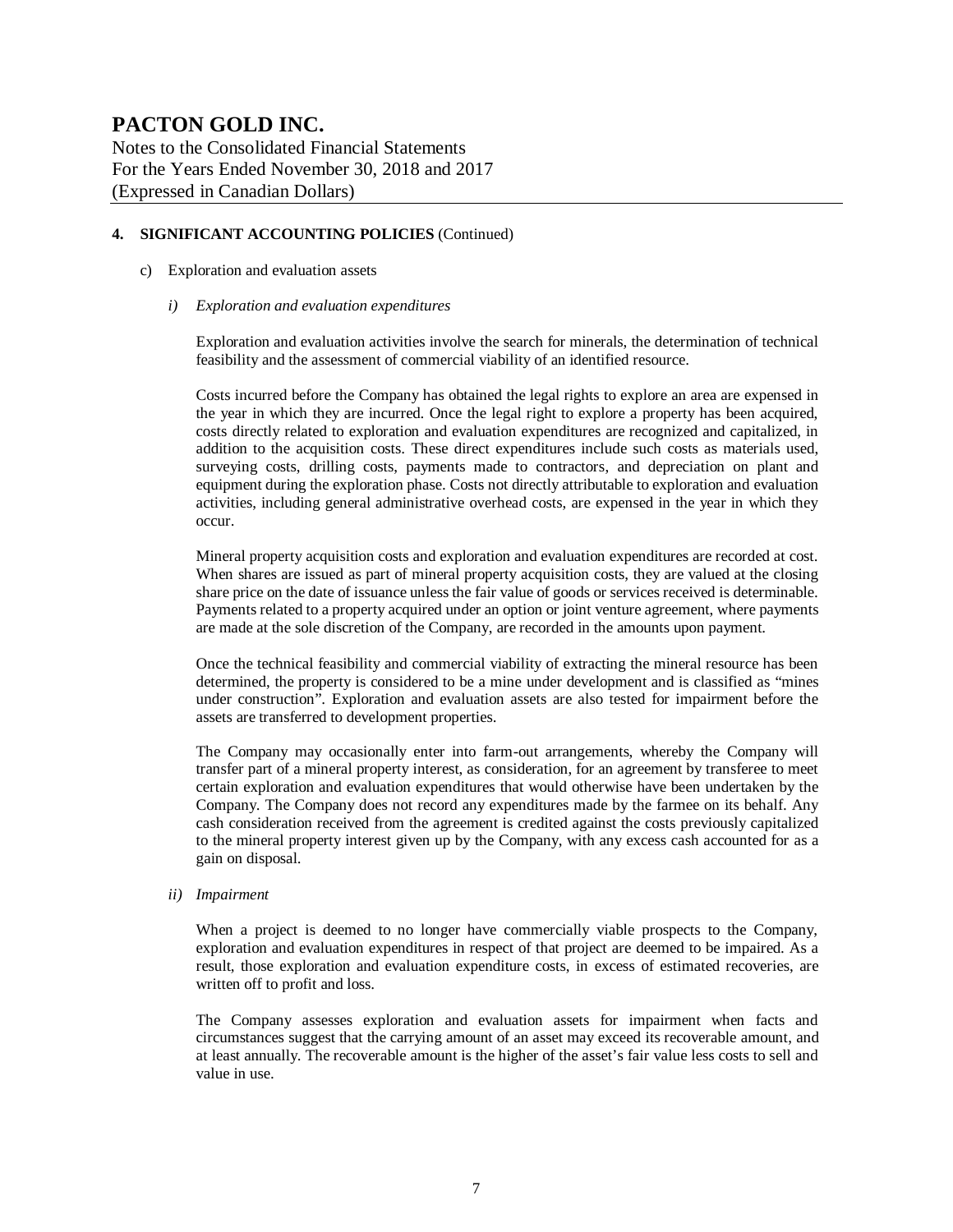# PACTON GOLD INC.

Notes to the Consolidated Financial Statements
For the Years Ended November 30, 2018 and 2017
(Expressed in Canadian Dollars)

## 4. SIGNIFICANT ACCOUNTING POLICIES (Continued)

c) Exploration and evaluation assets

*i) Exploration and evaluation expenditures*

Exploration and evaluation activities involve the search for minerals, the determination of technical feasibility and the assessment of commercial viability of an identified resource.

Costs incurred before the Company has obtained the legal rights to explore an area are expensed in the year in which they are incurred. Once the legal right to explore a property has been acquired, costs directly related to exploration and evaluation expenditures are recognized and capitalized, in addition to the acquisition costs. These direct expenditures include such costs as materials used, surveying costs, drilling costs, payments made to contractors, and depreciation on plant and equipment during the exploration phase. Costs not directly attributable to exploration and evaluation activities, including general administrative overhead costs, are expensed in the year in which they occur.

Mineral property acquisition costs and exploration and evaluation expenditures are recorded at cost. When shares are issued as part of mineral property acquisition costs, they are valued at the closing share price on the date of issuance unless the fair value of goods or services received is determinable. Payments related to a property acquired under an option or joint venture agreement, where payments are made at the sole discretion of the Company, are recorded in the amounts upon payment.

Once the technical feasibility and commercial viability of extracting the mineral resource has been determined, the property is considered to be a mine under development and is classified as "mines under construction". Exploration and evaluation assets are also tested for impairment before the assets are transferred to development properties.

The Company may occasionally enter into farm-out arrangements, whereby the Company will transfer part of a mineral property interest, as consideration, for an agreement by transferee to meet certain exploration and evaluation expenditures that would otherwise have been undertaken by the Company. The Company does not record any expenditures made by the farmee on its behalf. Any cash consideration received from the agreement is credited against the costs previously capitalized to the mineral property interest given up by the Company, with any excess cash accounted for as a gain on disposal.

*ii) Impairment*

When a project is deemed to no longer have commercially viable prospects to the Company, exploration and evaluation expenditures in respect of that project are deemed to be impaired. As a result, those exploration and evaluation expenditure costs, in excess of estimated recoveries, are written off to profit and loss.

The Company assesses exploration and evaluation assets for impairment when facts and circumstances suggest that the carrying amount of an asset may exceed its recoverable amount, and at least annually. The recoverable amount is the higher of the asset's fair value less costs to sell and value in use.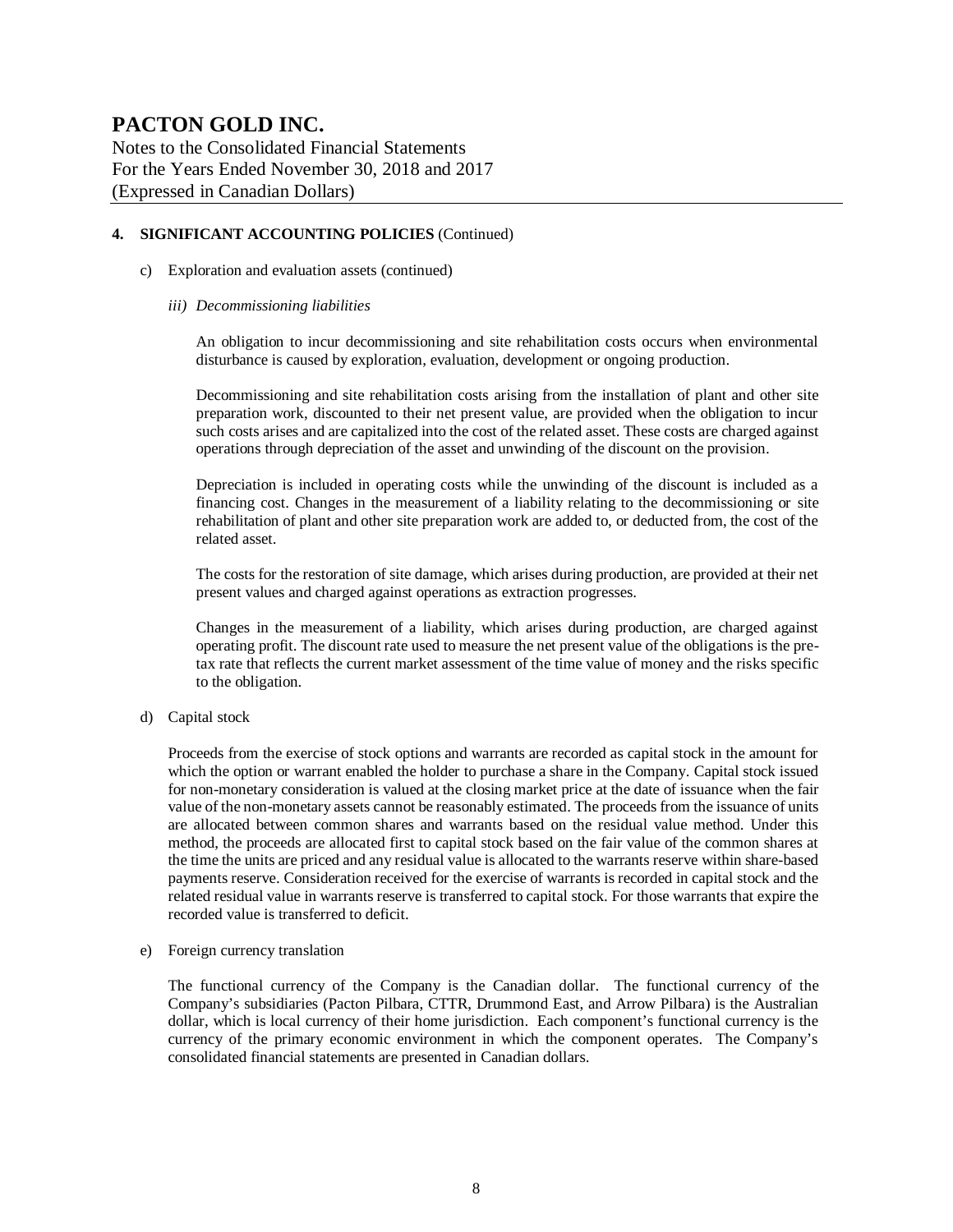# PACTON GOLD INC.

Notes to the Consolidated Financial Statements
For the Years Ended November 30, 2018 and 2017
(Expressed in Canadian Dollars)

## 4. SIGNIFICANT ACCOUNTING POLICIES (Continued)

c) Exploration and evaluation assets (continued)

*iii) Decommissioning liabilities*

An obligation to incur decommissioning and site rehabilitation costs occurs when environmental disturbance is caused by exploration, evaluation, development or ongoing production.

Decommissioning and site rehabilitation costs arising from the installation of plant and other site preparation work, discounted to their net present value, are provided when the obligation to incur such costs arises and are capitalized into the cost of the related asset. These costs are charged against operations through depreciation of the asset and unwinding of the discount on the provision.

Depreciation is included in operating costs while the unwinding of the discount is included as a financing cost. Changes in the measurement of a liability relating to the decommissioning or site rehabilitation of plant and other site preparation work are added to, or deducted from, the cost of the related asset.

The costs for the restoration of site damage, which arises during production, are provided at their net present values and charged against operations as extraction progresses.

Changes in the measurement of a liability, which arises during production, are charged against operating profit. The discount rate used to measure the net present value of the obligations is the pre-tax rate that reflects the current market assessment of the time value of money and the risks specific to the obligation.

d) Capital stock

Proceeds from the exercise of stock options and warrants are recorded as capital stock in the amount for which the option or warrant enabled the holder to purchase a share in the Company. Capital stock issued for non-monetary consideration is valued at the closing market price at the date of issuance when the fair value of the non-monetary assets cannot be reasonably estimated. The proceeds from the issuance of units are allocated between common shares and warrants based on the residual value method. Under this method, the proceeds are allocated first to capital stock based on the fair value of the common shares at the time the units are priced and any residual value is allocated to the warrants reserve within share-based payments reserve. Consideration received for the exercise of warrants is recorded in capital stock and the related residual value in warrants reserve is transferred to capital stock. For those warrants that expire the recorded value is transferred to deficit.

e) Foreign currency translation

The functional currency of the Company is the Canadian dollar. The functional currency of the Company's subsidiaries (Pacton Pilbara, CTTR, Drummond East, and Arrow Pilbara) is the Australian dollar, which is local currency of their home jurisdiction. Each component's functional currency is the currency of the primary economic environment in which the component operates. The Company's consolidated financial statements are presented in Canadian dollars.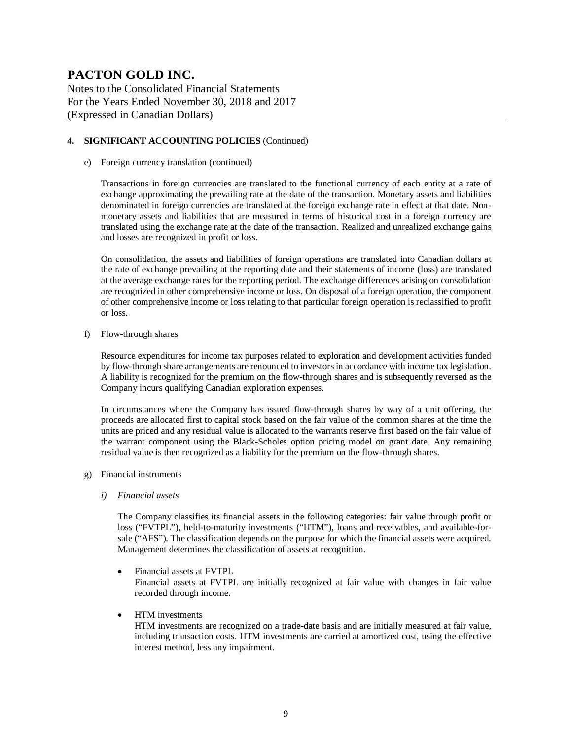## 4. SIGNIFICANT ACCOUNTING POLICIES (Continued)

e) Foreign currency translation (continued)

Transactions in foreign currencies are translated to the functional currency of each entity at a rate of exchange approximating the prevailing rate at the date of the transaction. Monetary assets and liabilities denominated in foreign currencies are translated at the foreign exchange rate in effect at that date. Non-monetary assets and liabilities that are measured in terms of historical cost in a foreign currency are translated using the exchange rate at the date of the transaction. Realized and unrealized exchange gains and losses are recognized in profit or loss.

On consolidation, the assets and liabilities of foreign operations are translated into Canadian dollars at the rate of exchange prevailing at the reporting date and their statements of income (loss) are translated at the average exchange rates for the reporting period. The exchange differences arising on consolidation are recognized in other comprehensive income or loss. On disposal of a foreign operation, the component of other comprehensive income or loss relating to that particular foreign operation is reclassified to profit or loss.

f) Flow-through shares

Resource expenditures for income tax purposes related to exploration and development activities funded by flow-through share arrangements are renounced to investors in accordance with income tax legislation. A liability is recognized for the premium on the flow-through shares and is subsequently reversed as the Company incurs qualifying Canadian exploration expenses.

In circumstances where the Company has issued flow-through shares by way of a unit offering, the proceeds are allocated first to capital stock based on the fair value of the common shares at the time the units are priced and any residual value is allocated to the warrants reserve first based on the fair value of the warrant component using the Black-Scholes option pricing model on grant date. Any remaining residual value is then recognized as a liability for the premium on the flow-through shares.

g) Financial instruments

*i) Financial assets*

The Company classifies its financial assets in the following categories: fair value through profit or loss ("FVTPL"), held-to-maturity investments ("HTM"), loans and receivables, and available-for-sale ("AFS"). The classification depends on the purpose for which the financial assets were acquired. Management determines the classification of assets at recognition.

- Financial assets at FVTPL
  Financial assets at FVTPL are initially recognized at fair value with changes in fair value recorded through income.

- HTM investments
  HTM investments are recognized on a trade-date basis and are initially measured at fair value, including transaction costs. HTM investments are carried at amortized cost, using the effective interest method, less any impairment.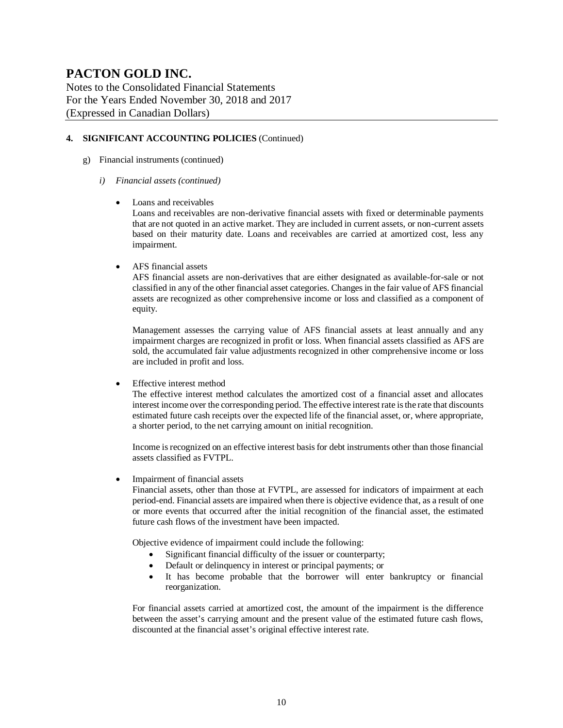# PACTON GOLD INC.

Notes to the Consolidated Financial Statements
For the Years Ended November 30, 2018 and 2017
(Expressed in Canadian Dollars)

**4. SIGNIFICANT ACCOUNTING POLICIES** (Continued)

g) Financial instruments (continued)

*i) Financial assets (continued)*

- Loans and receivables
  Loans and receivables are non-derivative financial assets with fixed or determinable payments that are not quoted in an active market. They are included in current assets, or non-current assets based on their maturity date. Loans and receivables are carried at amortized cost, less any impairment.

- AFS financial assets
  AFS financial assets are non-derivatives that are either designated as available-for-sale or not classified in any of the other financial asset categories. Changes in the fair value of AFS financial assets are recognized as other comprehensive income or loss and classified as a component of equity.

  Management assesses the carrying value of AFS financial assets at least annually and any impairment charges are recognized in profit or loss. When financial assets classified as AFS are sold, the accumulated fair value adjustments recognized in other comprehensive income or loss are included in profit and loss.

- Effective interest method
  The effective interest method calculates the amortized cost of a financial asset and allocates interest income over the corresponding period. The effective interest rate is the rate that discounts estimated future cash receipts over the expected life of the financial asset, or, where appropriate, a shorter period, to the net carrying amount on initial recognition.

  Income is recognized on an effective interest basis for debt instruments other than those financial assets classified as FVTPL.

- Impairment of financial assets
  Financial assets, other than those at FVTPL, are assessed for indicators of impairment at each period-end. Financial assets are impaired when there is objective evidence that, as a result of one or more events that occurred after the initial recognition of the financial asset, the estimated future cash flows of the investment have been impacted.

  Objective evidence of impairment could include the following:
  - Significant financial difficulty of the issuer or counterparty;
  - Default or delinquency in interest or principal payments; or
  - It has become probable that the borrower will enter bankruptcy or financial reorganization.

  For financial assets carried at amortized cost, the amount of the impairment is the difference between the asset's carrying amount and the present value of the estimated future cash flows, discounted at the financial asset's original effective interest rate.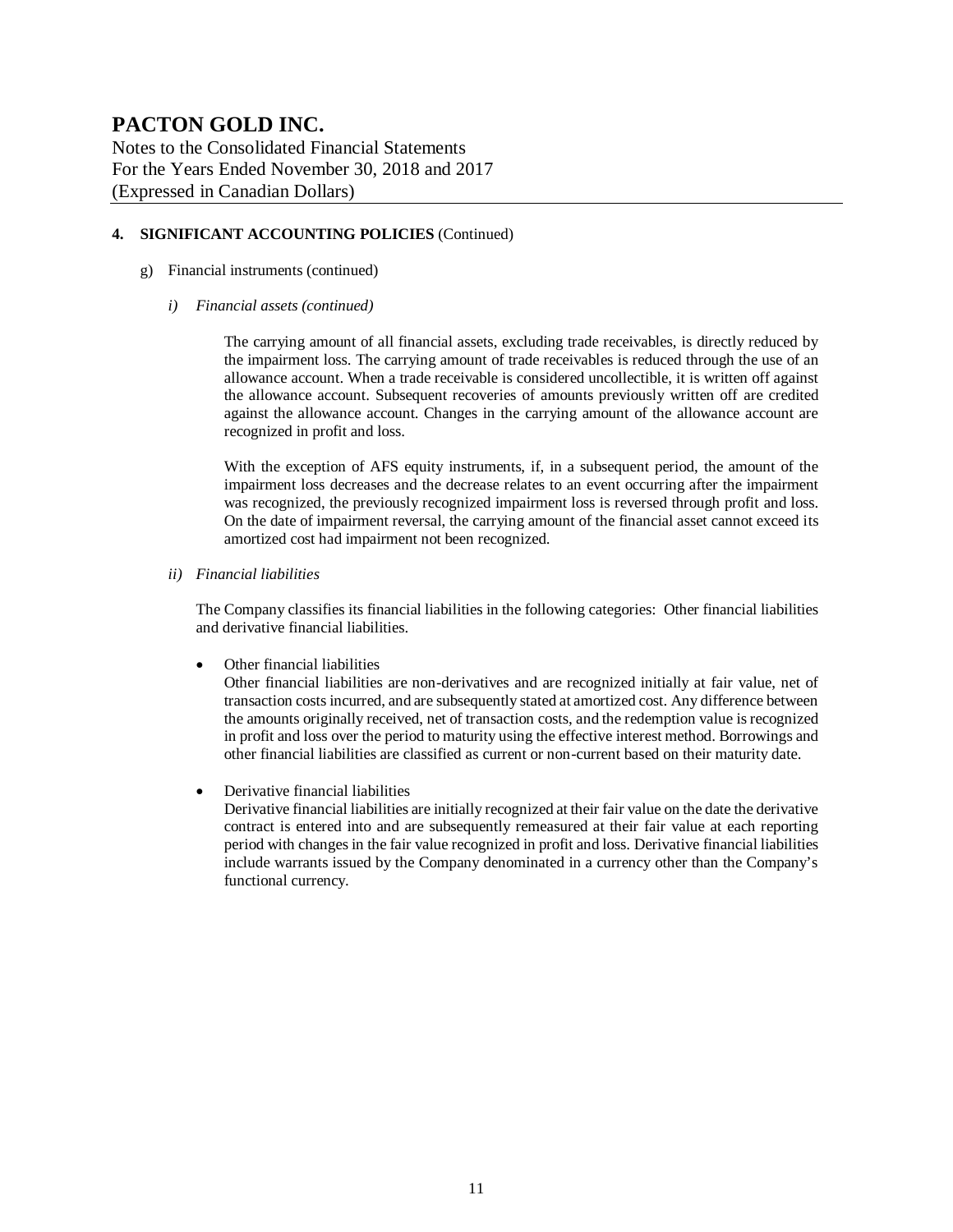# PACTON GOLD INC.

Notes to the Consolidated Financial Statements
For the Years Ended November 30, 2018 and 2017
(Expressed in Canadian Dollars)

## 4. SIGNIFICANT ACCOUNTING POLICIES (Continued)

g) Financial instruments (continued)

*i) Financial assets (continued)*

The carrying amount of all financial assets, excluding trade receivables, is directly reduced by the impairment loss. The carrying amount of trade receivables is reduced through the use of an allowance account. When a trade receivable is considered uncollectible, it is written off against the allowance account. Subsequent recoveries of amounts previously written off are credited against the allowance account. Changes in the carrying amount of the allowance account are recognized in profit and loss.

With the exception of AFS equity instruments, if, in a subsequent period, the amount of the impairment loss decreases and the decrease relates to an event occurring after the impairment was recognized, the previously recognized impairment loss is reversed through profit and loss. On the date of impairment reversal, the carrying amount of the financial asset cannot exceed its amortized cost had impairment not been recognized.

*ii) Financial liabilities*

The Company classifies its financial liabilities in the following categories: Other financial liabilities and derivative financial liabilities.

- Other financial liabilities
  Other financial liabilities are non-derivatives and are recognized initially at fair value, net of transaction costs incurred, and are subsequently stated at amortized cost. Any difference between the amounts originally received, net of transaction costs, and the redemption value is recognized in profit and loss over the period to maturity using the effective interest method. Borrowings and other financial liabilities are classified as current or non-current based on their maturity date.

- Derivative financial liabilities
  Derivative financial liabilities are initially recognized at their fair value on the date the derivative contract is entered into and are subsequently remeasured at their fair value at each reporting period with changes in the fair value recognized in profit and loss. Derivative financial liabilities include warrants issued by the Company denominated in a currency other than the Company's functional currency.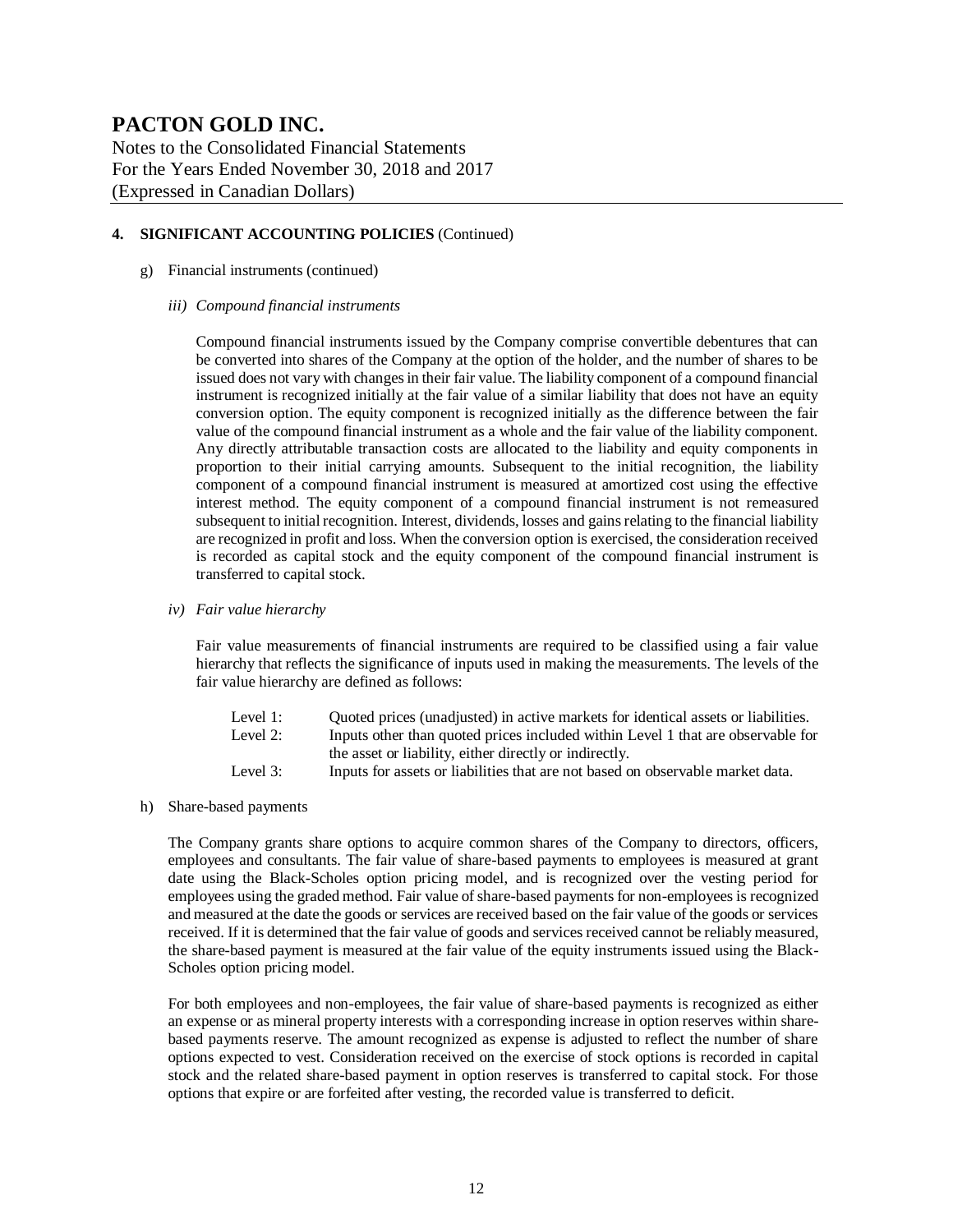# PACTON GOLD INC.

Notes to the Consolidated Financial Statements
For the Years Ended November 30, 2018 and 2017
(Expressed in Canadian Dollars)

## 4. SIGNIFICANT ACCOUNTING POLICIES (Continued)

g) Financial instruments (continued)

*iii) Compound financial instruments*

Compound financial instruments issued by the Company comprise convertible debentures that can be converted into shares of the Company at the option of the holder, and the number of shares to be issued does not vary with changes in their fair value. The liability component of a compound financial instrument is recognized initially at the fair value of a similar liability that does not have an equity conversion option. The equity component is recognized initially as the difference between the fair value of the compound financial instrument as a whole and the fair value of the liability component. Any directly attributable transaction costs are allocated to the liability and equity components in proportion to their initial carrying amounts. Subsequent to the initial recognition, the liability component of a compound financial instrument is measured at amortized cost using the effective interest method. The equity component of a compound financial instrument is not remeasured subsequent to initial recognition. Interest, dividends, losses and gains relating to the financial liability are recognized in profit and loss. When the conversion option is exercised, the consideration received is recorded as capital stock and the equity component of the compound financial instrument is transferred to capital stock.

*iv) Fair value hierarchy*

Fair value measurements of financial instruments are required to be classified using a fair value hierarchy that reflects the significance of inputs used in making the measurements. The levels of the fair value hierarchy are defined as follows:

| | |
|---|---|
| Level 1: | Quoted prices (unadjusted) in active markets for identical assets or liabilities. |
| Level 2: | Inputs other than quoted prices included within Level 1 that are observable for the asset or liability, either directly or indirectly. |
| Level 3: | Inputs for assets or liabilities that are not based on observable market data. |

h) Share-based payments

The Company grants share options to acquire common shares of the Company to directors, officers, employees and consultants. The fair value of share-based payments to employees is measured at grant date using the Black-Scholes option pricing model, and is recognized over the vesting period for employees using the graded method. Fair value of share-based payments for non-employees is recognized and measured at the date the goods or services are received based on the fair value of the goods or services received. If it is determined that the fair value of goods and services received cannot be reliably measured, the share-based payment is measured at the fair value of the equity instruments issued using the Black-Scholes option pricing model.

For both employees and non-employees, the fair value of share-based payments is recognized as either an expense or as mineral property interests with a corresponding increase in option reserves within share-based payments reserve. The amount recognized as expense is adjusted to reflect the number of share options expected to vest. Consideration received on the exercise of stock options is recorded in capital stock and the related share-based payment in option reserves is transferred to capital stock. For those options that expire or are forfeited after vesting, the recorded value is transferred to deficit.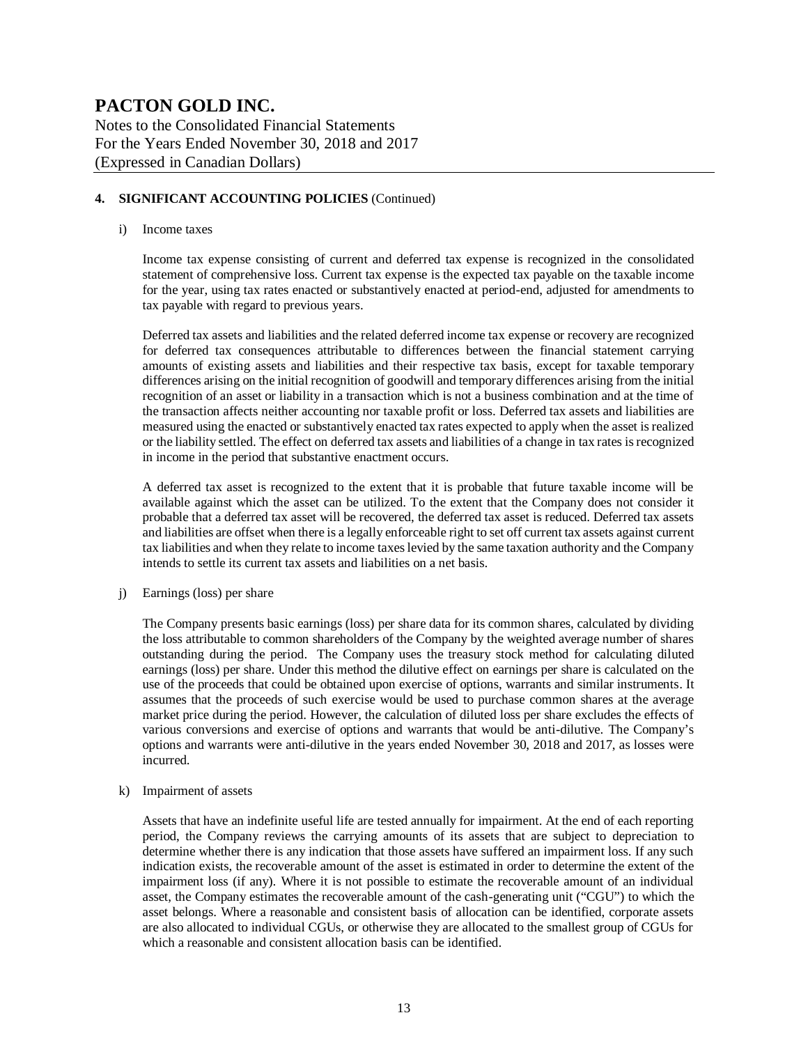# PACTON GOLD INC.

Notes to the Consolidated Financial Statements
For the Years Ended November 30, 2018 and 2017
(Expressed in Canadian Dollars)

## 4. SIGNIFICANT ACCOUNTING POLICIES (Continued)

i) Income taxes

Income tax expense consisting of current and deferred tax expense is recognized in the consolidated statement of comprehensive loss. Current tax expense is the expected tax payable on the taxable income for the year, using tax rates enacted or substantively enacted at period-end, adjusted for amendments to tax payable with regard to previous years.

Deferred tax assets and liabilities and the related deferred income tax expense or recovery are recognized for deferred tax consequences attributable to differences between the financial statement carrying amounts of existing assets and liabilities and their respective tax basis, except for taxable temporary differences arising on the initial recognition of goodwill and temporary differences arising from the initial recognition of an asset or liability in a transaction which is not a business combination and at the time of the transaction affects neither accounting nor taxable profit or loss. Deferred tax assets and liabilities are measured using the enacted or substantively enacted tax rates expected to apply when the asset is realized or the liability settled. The effect on deferred tax assets and liabilities of a change in tax rates is recognized in income in the period that substantive enactment occurs.

A deferred tax asset is recognized to the extent that it is probable that future taxable income will be available against which the asset can be utilized. To the extent that the Company does not consider it probable that a deferred tax asset will be recovered, the deferred tax asset is reduced. Deferred tax assets and liabilities are offset when there is a legally enforceable right to set off current tax assets against current tax liabilities and when they relate to income taxes levied by the same taxation authority and the Company intends to settle its current tax assets and liabilities on a net basis.

j) Earnings (loss) per share

The Company presents basic earnings (loss) per share data for its common shares, calculated by dividing the loss attributable to common shareholders of the Company by the weighted average number of shares outstanding during the period. The Company uses the treasury stock method for calculating diluted earnings (loss) per share. Under this method the dilutive effect on earnings per share is calculated on the use of the proceeds that could be obtained upon exercise of options, warrants and similar instruments. It assumes that the proceeds of such exercise would be used to purchase common shares at the average market price during the period. However, the calculation of diluted loss per share excludes the effects of various conversions and exercise of options and warrants that would be anti-dilutive. The Company's options and warrants were anti-dilutive in the years ended November 30, 2018 and 2017, as losses were incurred.

k) Impairment of assets

Assets that have an indefinite useful life are tested annually for impairment. At the end of each reporting period, the Company reviews the carrying amounts of its assets that are subject to depreciation to determine whether there is any indication that those assets have suffered an impairment loss. If any such indication exists, the recoverable amount of the asset is estimated in order to determine the extent of the impairment loss (if any). Where it is not possible to estimate the recoverable amount of an individual asset, the Company estimates the recoverable amount of the cash-generating unit ("CGU") to which the asset belongs. Where a reasonable and consistent basis of allocation can be identified, corporate assets are also allocated to individual CGUs, or otherwise they are allocated to the smallest group of CGUs for which a reasonable and consistent allocation basis can be identified.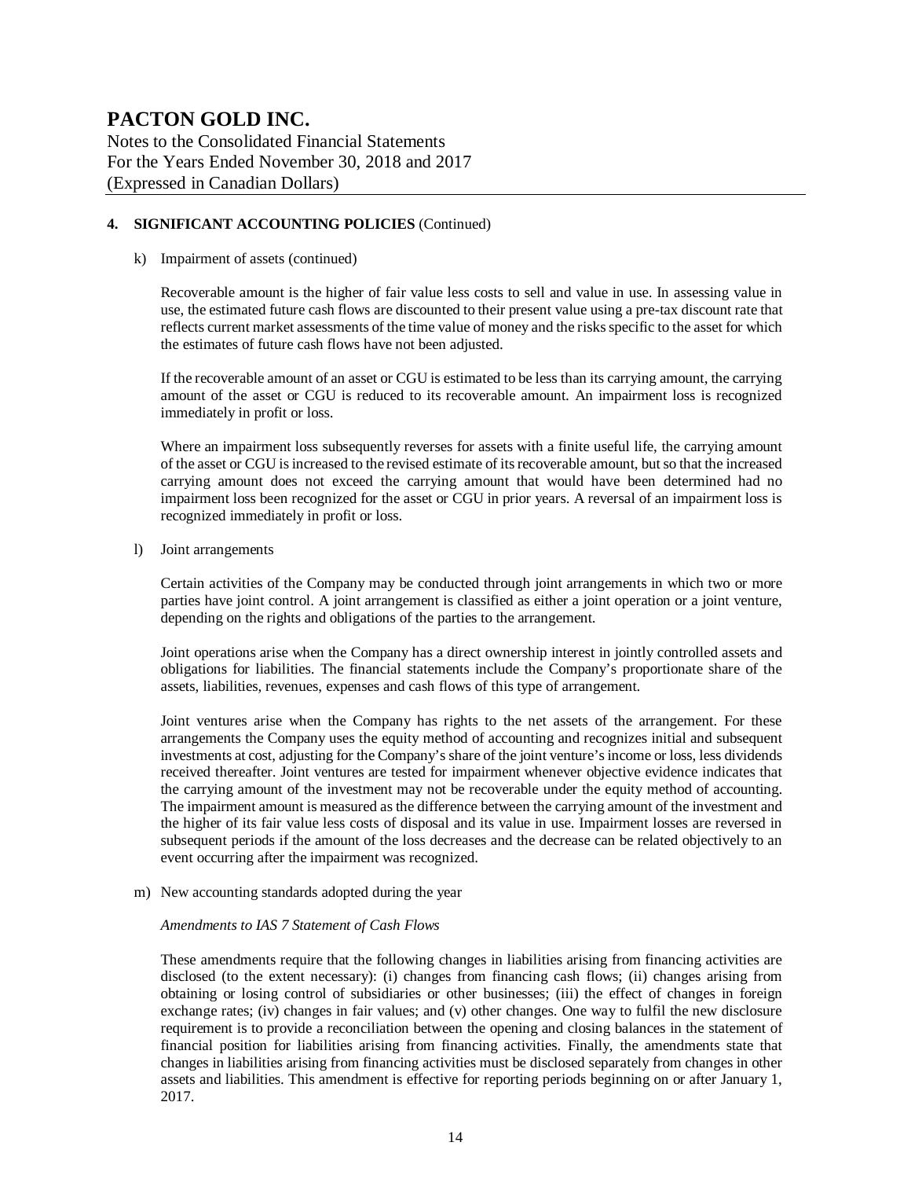## 4. SIGNIFICANT ACCOUNTING POLICIES (Continued)

k) Impairment of assets (continued)

Recoverable amount is the higher of fair value less costs to sell and value in use. In assessing value in use, the estimated future cash flows are discounted to their present value using a pre-tax discount rate that reflects current market assessments of the time value of money and the risks specific to the asset for which the estimates of future cash flows have not been adjusted.

If the recoverable amount of an asset or CGU is estimated to be less than its carrying amount, the carrying amount of the asset or CGU is reduced to its recoverable amount. An impairment loss is recognized immediately in profit or loss.

Where an impairment loss subsequently reverses for assets with a finite useful life, the carrying amount of the asset or CGU is increased to the revised estimate of its recoverable amount, but so that the increased carrying amount does not exceed the carrying amount that would have been determined had no impairment loss been recognized for the asset or CGU in prior years. A reversal of an impairment loss is recognized immediately in profit or loss.

l) Joint arrangements

Certain activities of the Company may be conducted through joint arrangements in which two or more parties have joint control. A joint arrangement is classified as either a joint operation or a joint venture, depending on the rights and obligations of the parties to the arrangement.

Joint operations arise when the Company has a direct ownership interest in jointly controlled assets and obligations for liabilities. The financial statements include the Company's proportionate share of the assets, liabilities, revenues, expenses and cash flows of this type of arrangement.

Joint ventures arise when the Company has rights to the net assets of the arrangement. For these arrangements the Company uses the equity method of accounting and recognizes initial and subsequent investments at cost, adjusting for the Company's share of the joint venture's income or loss, less dividends received thereafter. Joint ventures are tested for impairment whenever objective evidence indicates that the carrying amount of the investment may not be recoverable under the equity method of accounting. The impairment amount is measured as the difference between the carrying amount of the investment and the higher of its fair value less costs of disposal and its value in use. Impairment losses are reversed in subsequent periods if the amount of the loss decreases and the decrease can be related objectively to an event occurring after the impairment was recognized.

m) New accounting standards adopted during the year

*Amendments to IAS 7 Statement of Cash Flows*

These amendments require that the following changes in liabilities arising from financing activities are disclosed (to the extent necessary): (i) changes from financing cash flows; (ii) changes arising from obtaining or losing control of subsidiaries or other businesses; (iii) the effect of changes in foreign exchange rates; (iv) changes in fair values; and (v) other changes. One way to fulfil the new disclosure requirement is to provide a reconciliation between the opening and closing balances in the statement of financial position for liabilities arising from financing activities. Finally, the amendments state that changes in liabilities arising from financing activities must be disclosed separately from changes in other assets and liabilities. This amendment is effective for reporting periods beginning on or after January 1, 2017.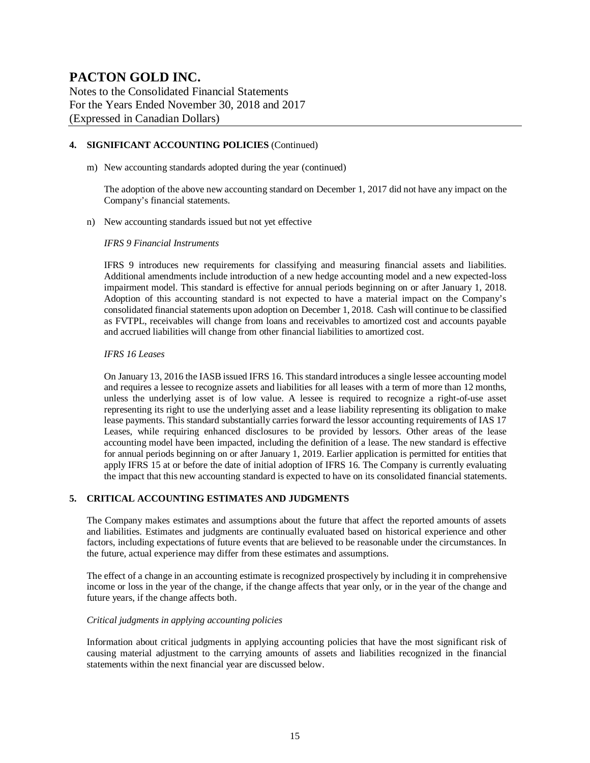# PACTON GOLD INC.

Notes to the Consolidated Financial Statements
For the Years Ended November 30, 2018 and 2017
(Expressed in Canadian Dollars)

## 4. SIGNIFICANT ACCOUNTING POLICIES (Continued)

m) New accounting standards adopted during the year (continued)

The adoption of the above new accounting standard on December 1, 2017 did not have any impact on the Company's financial statements.

n) New accounting standards issued but not yet effective

*IFRS 9 Financial Instruments*

IFRS 9 introduces new requirements for classifying and measuring financial assets and liabilities. Additional amendments include introduction of a new hedge accounting model and a new expected-loss impairment model. This standard is effective for annual periods beginning on or after January 1, 2018. Adoption of this accounting standard is not expected to have a material impact on the Company's consolidated financial statements upon adoption on December 1, 2018. Cash will continue to be classified as FVTPL, receivables will change from loans and receivables to amortized cost and accounts payable and accrued liabilities will change from other financial liabilities to amortized cost.

*IFRS 16 Leases*

On January 13, 2016 the IASB issued IFRS 16. This standard introduces a single lessee accounting model and requires a lessee to recognize assets and liabilities for all leases with a term of more than 12 months, unless the underlying asset is of low value. A lessee is required to recognize a right-of-use asset representing its right to use the underlying asset and a lease liability representing its obligation to make lease payments. This standard substantially carries forward the lessor accounting requirements of IAS 17 Leases, while requiring enhanced disclosures to be provided by lessors. Other areas of the lease accounting model have been impacted, including the definition of a lease. The new standard is effective for annual periods beginning on or after January 1, 2019. Earlier application is permitted for entities that apply IFRS 15 at or before the date of initial adoption of IFRS 16. The Company is currently evaluating the impact that this new accounting standard is expected to have on its consolidated financial statements.

## 5. CRITICAL ACCOUNTING ESTIMATES AND JUDGMENTS

The Company makes estimates and assumptions about the future that affect the reported amounts of assets and liabilities. Estimates and judgments are continually evaluated based on historical experience and other factors, including expectations of future events that are believed to be reasonable under the circumstances. In the future, actual experience may differ from these estimates and assumptions.

The effect of a change in an accounting estimate is recognized prospectively by including it in comprehensive income or loss in the year of the change, if the change affects that year only, or in the year of the change and future years, if the change affects both.

*Critical judgments in applying accounting policies*

Information about critical judgments in applying accounting policies that have the most significant risk of causing material adjustment to the carrying amounts of assets and liabilities recognized in the financial statements within the next financial year are discussed below.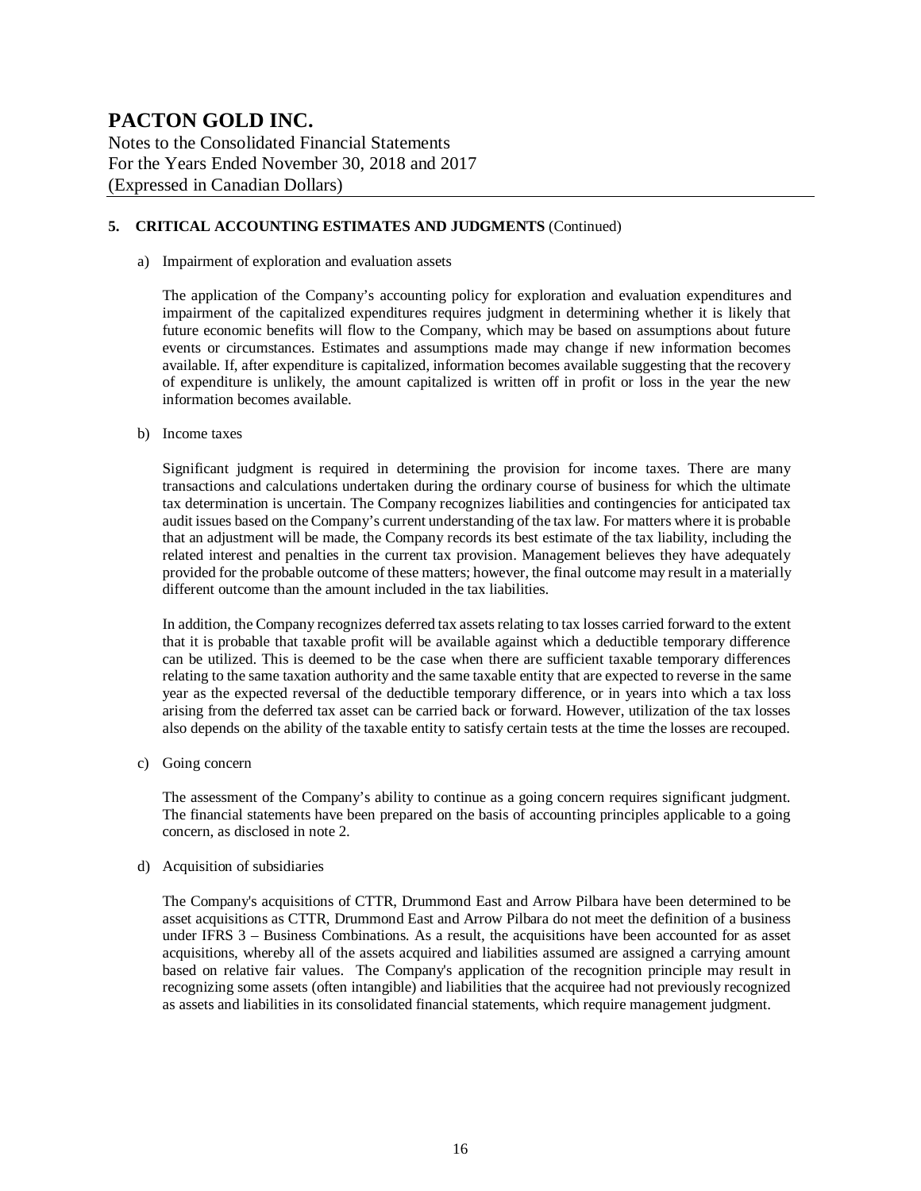## 5. CRITICAL ACCOUNTING ESTIMATES AND JUDGMENTS (Continued)

a) Impairment of exploration and evaluation assets

The application of the Company's accounting policy for exploration and evaluation expenditures and impairment of the capitalized expenditures requires judgment in determining whether it is likely that future economic benefits will flow to the Company, which may be based on assumptions about future events or circumstances. Estimates and assumptions made may change if new information becomes available. If, after expenditure is capitalized, information becomes available suggesting that the recovery of expenditure is unlikely, the amount capitalized is written off in profit or loss in the year the new information becomes available.

b) Income taxes

Significant judgment is required in determining the provision for income taxes. There are many transactions and calculations undertaken during the ordinary course of business for which the ultimate tax determination is uncertain. The Company recognizes liabilities and contingencies for anticipated tax audit issues based on the Company's current understanding of the tax law. For matters where it is probable that an adjustment will be made, the Company records its best estimate of the tax liability, including the related interest and penalties in the current tax provision. Management believes they have adequately provided for the probable outcome of these matters; however, the final outcome may result in a materially different outcome than the amount included in the tax liabilities.

In addition, the Company recognizes deferred tax assets relating to tax losses carried forward to the extent that it is probable that taxable profit will be available against which a deductible temporary difference can be utilized. This is deemed to be the case when there are sufficient taxable temporary differences relating to the same taxation authority and the same taxable entity that are expected to reverse in the same year as the expected reversal of the deductible temporary difference, or in years into which a tax loss arising from the deferred tax asset can be carried back or forward. However, utilization of the tax losses also depends on the ability of the taxable entity to satisfy certain tests at the time the losses are recouped.

c) Going concern

The assessment of the Company's ability to continue as a going concern requires significant judgment. The financial statements have been prepared on the basis of accounting principles applicable to a going concern, as disclosed in note 2.

d) Acquisition of subsidiaries

The Company's acquisitions of CTTR, Drummond East and Arrow Pilbara have been determined to be asset acquisitions as CTTR, Drummond East and Arrow Pilbara do not meet the definition of a business under IFRS 3 – Business Combinations. As a result, the acquisitions have been accounted for as asset acquisitions, whereby all of the assets acquired and liabilities assumed are assigned a carrying amount based on relative fair values. The Company's application of the recognition principle may result in recognizing some assets (often intangible) and liabilities that the acquiree had not previously recognized as assets and liabilities in its consolidated financial statements, which require management judgment.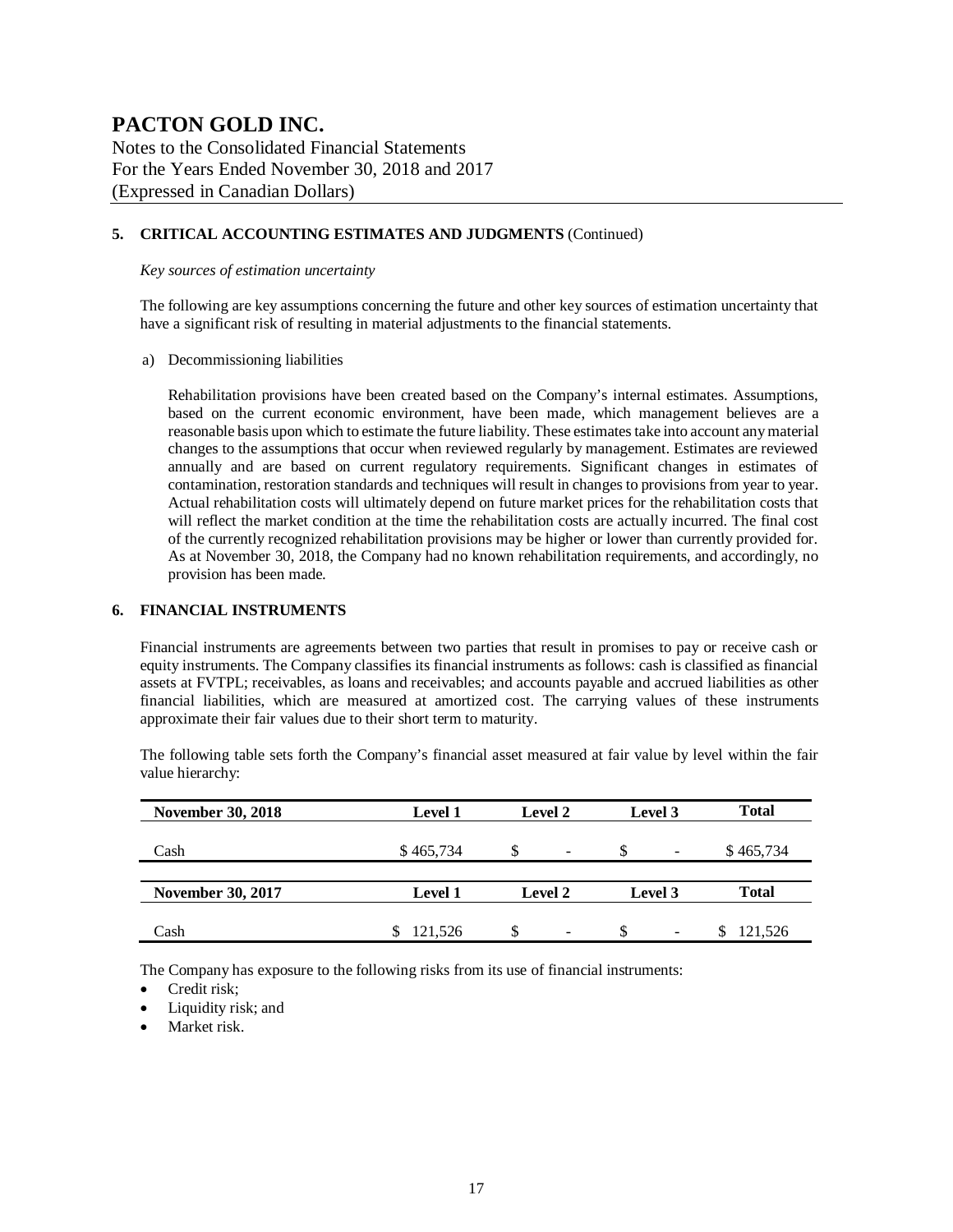# PACTON GOLD INC.

Notes to the Consolidated Financial Statements
For the Years Ended November 30, 2018 and 2017
(Expressed in Canadian Dollars)

## 5. CRITICAL ACCOUNTING ESTIMATES AND JUDGMENTS (Continued)

*Key sources of estimation uncertainty*

The following are key assumptions concerning the future and other key sources of estimation uncertainty that have a significant risk of resulting in material adjustments to the financial statements.

a) Decommissioning liabilities

Rehabilitation provisions have been created based on the Company's internal estimates. Assumptions, based on the current economic environment, have been made, which management believes are a reasonable basis upon which to estimate the future liability. These estimates take into account any material changes to the assumptions that occur when reviewed regularly by management. Estimates are reviewed annually and are based on current regulatory requirements. Significant changes in estimates of contamination, restoration standards and techniques will result in changes to provisions from year to year. Actual rehabilitation costs will ultimately depend on future market prices for the rehabilitation costs that will reflect the market condition at the time the rehabilitation costs are actually incurred. The final cost of the currently recognized rehabilitation provisions may be higher or lower than currently provided for. As at November 30, 2018, the Company had no known rehabilitation requirements, and accordingly, no provision has been made.

## 6. FINANCIAL INSTRUMENTS

Financial instruments are agreements between two parties that result in promises to pay or receive cash or equity instruments. The Company classifies its financial instruments as follows: cash is classified as financial assets at FVTPL; receivables, as loans and receivables; and accounts payable and accrued liabilities as other financial liabilities, which are measured at amortized cost. The carrying values of these instruments approximate their fair values due to their short term to maturity.

The following table sets forth the Company's financial asset measured at fair value by level within the fair value hierarchy:

| November 30, 2018 | Level 1 | Level 2 | Level 3 | Total |
|---|---|---|---|---|
| Cash | $ 465,734 | $ - | $ - | $ 465,734 |

| November 30, 2017 | Level 1 | Level 2 | Level 3 | Total |
|---|---|---|---|---|
| Cash | $ 121,526 | $ - | $ - | $ 121,526 |

The Company has exposure to the following risks from its use of financial instruments:

- Credit risk;
- Liquidity risk; and
- Market risk.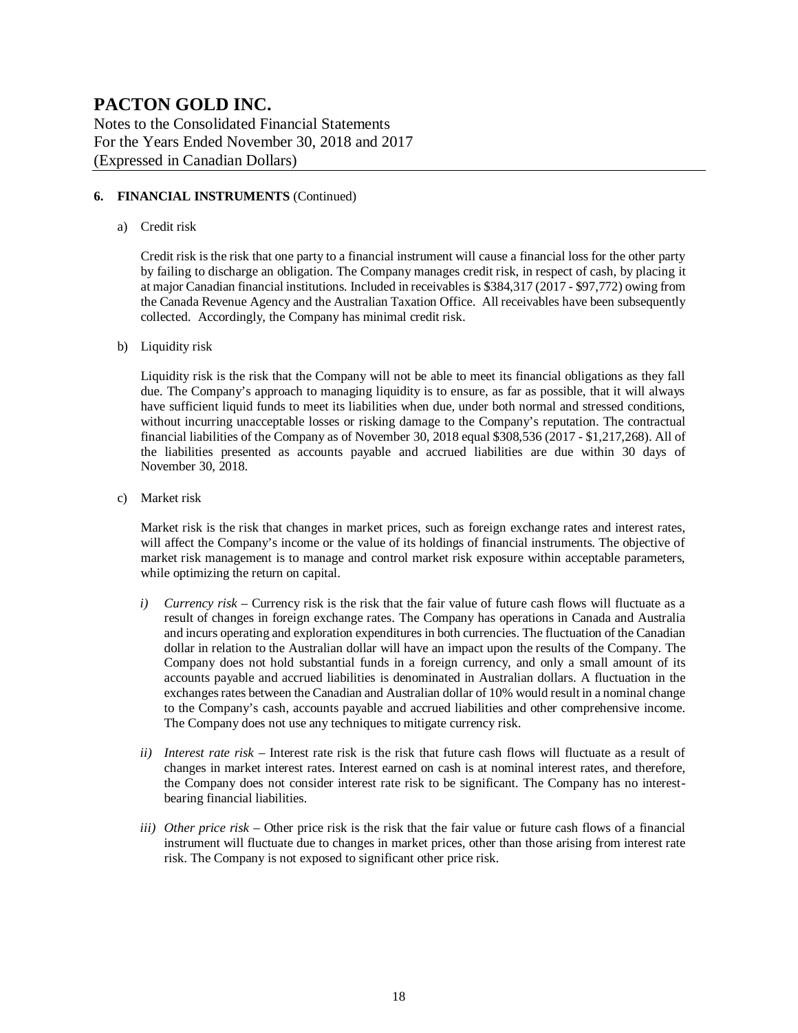# PACTON GOLD INC.

Notes to the Consolidated Financial Statements
For the Years Ended November 30, 2018 and 2017
(Expressed in Canadian Dollars)

**6. FINANCIAL INSTRUMENTS** (Continued)

a) Credit risk

Credit risk is the risk that one party to a financial instrument will cause a financial loss for the other party by failing to discharge an obligation. The Company manages credit risk, in respect of cash, by placing it at major Canadian financial institutions. Included in receivables is $384,317 (2017 - $97,772) owing from the Canada Revenue Agency and the Australian Taxation Office. All receivables have been subsequently collected. Accordingly, the Company has minimal credit risk.

b) Liquidity risk

Liquidity risk is the risk that the Company will not be able to meet its financial obligations as they fall due. The Company's approach to managing liquidity is to ensure, as far as possible, that it will always have sufficient liquid funds to meet its liabilities when due, under both normal and stressed conditions, without incurring unacceptable losses or risking damage to the Company's reputation. The contractual financial liabilities of the Company as of November 30, 2018 equal $308,536 (2017 - $1,217,268). All of the liabilities presented as accounts payable and accrued liabilities are due within 30 days of November 30, 2018.

c) Market risk

Market risk is the risk that changes in market prices, such as foreign exchange rates and interest rates, will affect the Company's income or the value of its holdings of financial instruments. The objective of market risk management is to manage and control market risk exposure within acceptable parameters, while optimizing the return on capital.

*i) Currency risk* – Currency risk is the risk that the fair value of future cash flows will fluctuate as a result of changes in foreign exchange rates. The Company has operations in Canada and Australia and incurs operating and exploration expenditures in both currencies. The fluctuation of the Canadian dollar in relation to the Australian dollar will have an impact upon the results of the Company. The Company does not hold substantial funds in a foreign currency, and only a small amount of its accounts payable and accrued liabilities is denominated in Australian dollars. A fluctuation in the exchanges rates between the Canadian and Australian dollar of 10% would result in a nominal change to the Company's cash, accounts payable and accrued liabilities and other comprehensive income. The Company does not use any techniques to mitigate currency risk.

*ii) Interest rate risk* – Interest rate risk is the risk that future cash flows will fluctuate as a result of changes in market interest rates. Interest earned on cash is at nominal interest rates, and therefore, the Company does not consider interest rate risk to be significant. The Company has no interest-bearing financial liabilities.

*iii) Other price risk* – Other price risk is the risk that the fair value or future cash flows of a financial instrument will fluctuate due to changes in market prices, other than those arising from interest rate risk. The Company is not exposed to significant other price risk.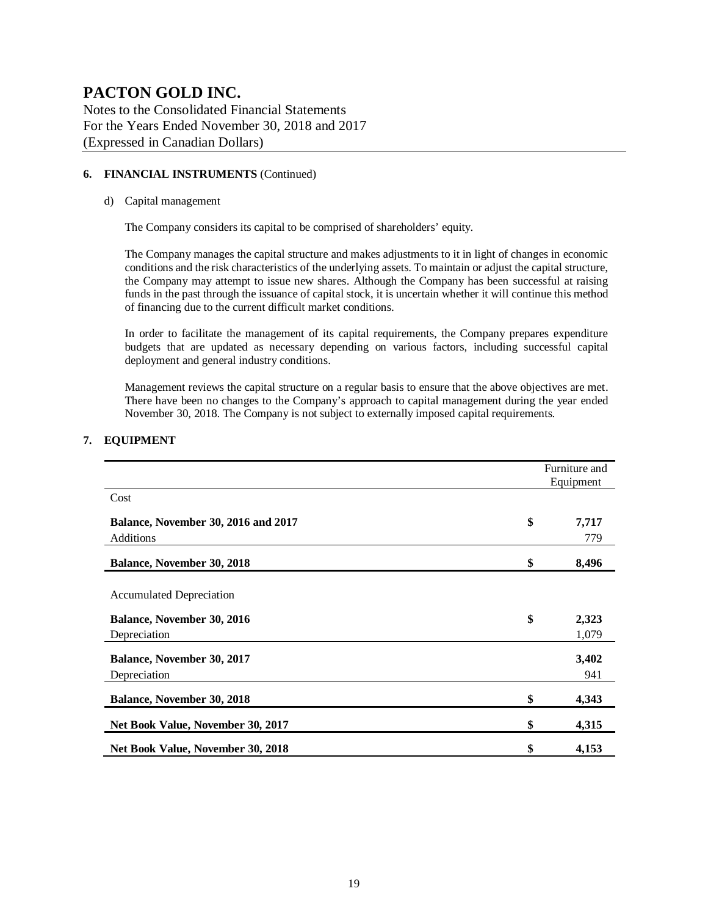# PACTON GOLD INC.

Notes to the Consolidated Financial Statements
For the Years Ended November 30, 2018 and 2017
(Expressed in Canadian Dollars)

**6. FINANCIAL INSTRUMENTS** (Continued)

d) Capital management

The Company considers its capital to be comprised of shareholders' equity.

The Company manages the capital structure and makes adjustments to it in light of changes in economic conditions and the risk characteristics of the underlying assets. To maintain or adjust the capital structure, the Company may attempt to issue new shares. Although the Company has been successful at raising funds in the past through the issuance of capital stock, it is uncertain whether it will continue this method of financing due to the current difficult market conditions.

In order to facilitate the management of its capital requirements, the Company prepares expenditure budgets that are updated as necessary depending on various factors, including successful capital deployment and general industry conditions.

Management reviews the capital structure on a regular basis to ensure that the above objectives are met. There have been no changes to the Company's approach to capital management during the year ended November 30, 2018. The Company is not subject to externally imposed capital requirements.

**7. EQUIPMENT**

| | Furniture and Equipment |
|---|---|
| Cost | |
| **Balance, November 30, 2016 and 2017** | **$ 7,717** |
| Additions | 779 |
| **Balance, November 30, 2018** | **$ 8,496** |
| Accumulated Depreciation | |
| **Balance, November 30, 2016** | **$ 2,323** |
| Depreciation | 1,079 |
| **Balance, November 30, 2017** | **3,402** |
| Depreciation | 941 |
| **Balance, November 30, 2018** | **$ 4,343** |
| **Net Book Value, November 30, 2017** | **$ 4,315** |
| **Net Book Value, November 30, 2018** | **$ 4,153** |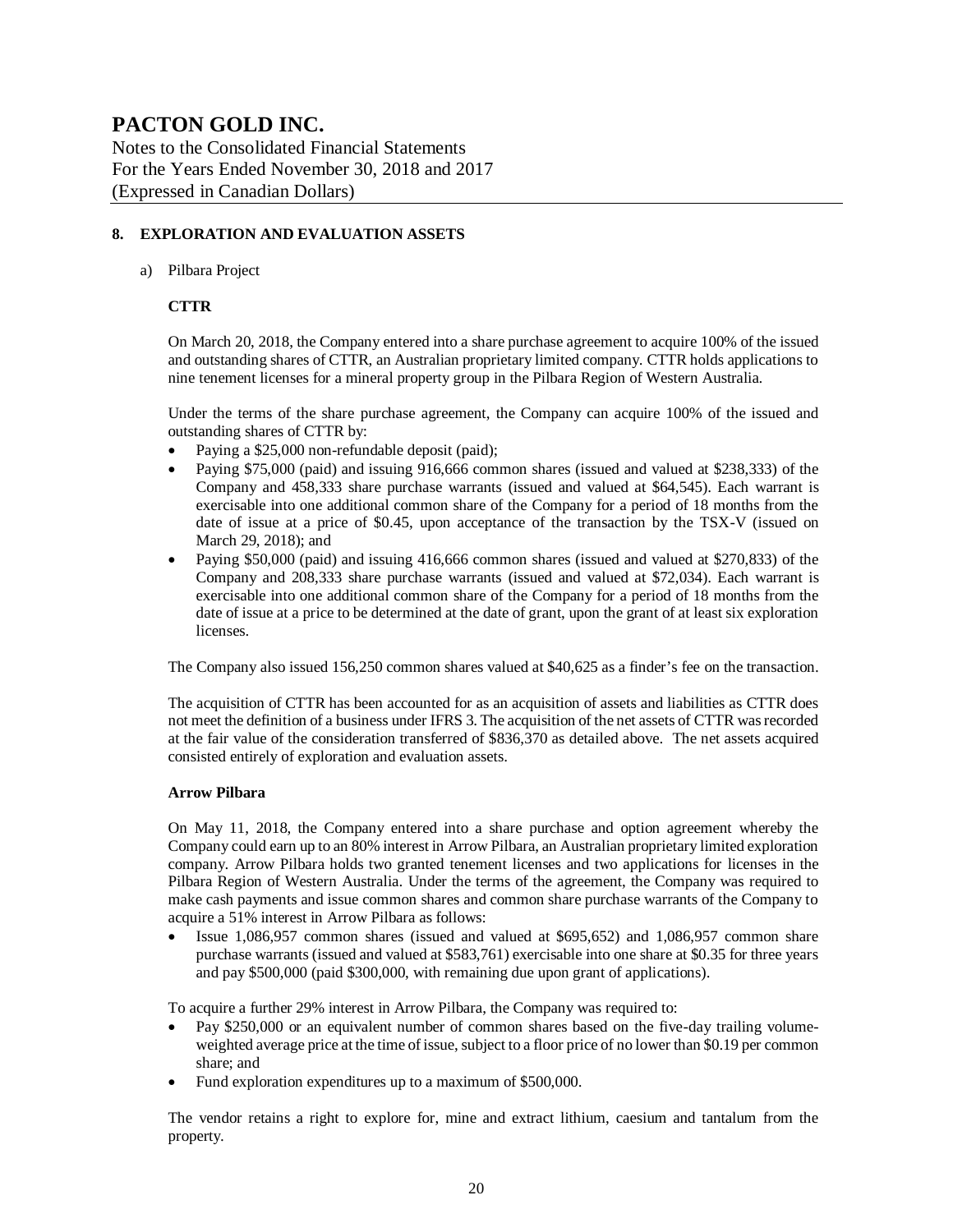## 8. EXPLORATION AND EVALUATION ASSETS

a) Pilbara Project

**CTTR**

On March 20, 2018, the Company entered into a share purchase agreement to acquire 100% of the issued and outstanding shares of CTTR, an Australian proprietary limited company. CTTR holds applications to nine tenement licenses for a mineral property group in the Pilbara Region of Western Australia.

Under the terms of the share purchase agreement, the Company can acquire 100% of the issued and outstanding shares of CTTR by:

- Paying a $25,000 non-refundable deposit (paid);
- Paying $75,000 (paid) and issuing 916,666 common shares (issued and valued at $238,333) of the Company and 458,333 share purchase warrants (issued and valued at $64,545). Each warrant is exercisable into one additional common share of the Company for a period of 18 months from the date of issue at a price of $0.45, upon acceptance of the transaction by the TSX-V (issued on March 29, 2018); and
- Paying $50,000 (paid) and issuing 416,666 common shares (issued and valued at $270,833) of the Company and 208,333 share purchase warrants (issued and valued at $72,034). Each warrant is exercisable into one additional common share of the Company for a period of 18 months from the date of issue at a price to be determined at the date of grant, upon the grant of at least six exploration licenses.

The Company also issued 156,250 common shares valued at $40,625 as a finder's fee on the transaction.

The acquisition of CTTR has been accounted for as an acquisition of assets and liabilities as CTTR does not meet the definition of a business under IFRS 3. The acquisition of the net assets of CTTR was recorded at the fair value of the consideration transferred of $836,370 as detailed above. The net assets acquired consisted entirely of exploration and evaluation assets.

**Arrow Pilbara**

On May 11, 2018, the Company entered into a share purchase and option agreement whereby the Company could earn up to an 80% interest in Arrow Pilbara, an Australian proprietary limited exploration company. Arrow Pilbara holds two granted tenement licenses and two applications for licenses in the Pilbara Region of Western Australia. Under the terms of the agreement, the Company was required to make cash payments and issue common shares and common share purchase warrants of the Company to acquire a 51% interest in Arrow Pilbara as follows:

- Issue 1,086,957 common shares (issued and valued at $695,652) and 1,086,957 common share purchase warrants (issued and valued at $583,761) exercisable into one share at $0.35 for three years and pay $500,000 (paid $300,000, with remaining due upon grant of applications).

To acquire a further 29% interest in Arrow Pilbara, the Company was required to:

- Pay $250,000 or an equivalent number of common shares based on the five-day trailing volume-weighted average price at the time of issue, subject to a floor price of no lower than $0.19 per common share; and
- Fund exploration expenditures up to a maximum of $500,000.

The vendor retains a right to explore for, mine and extract lithium, caesium and tantalum from the property.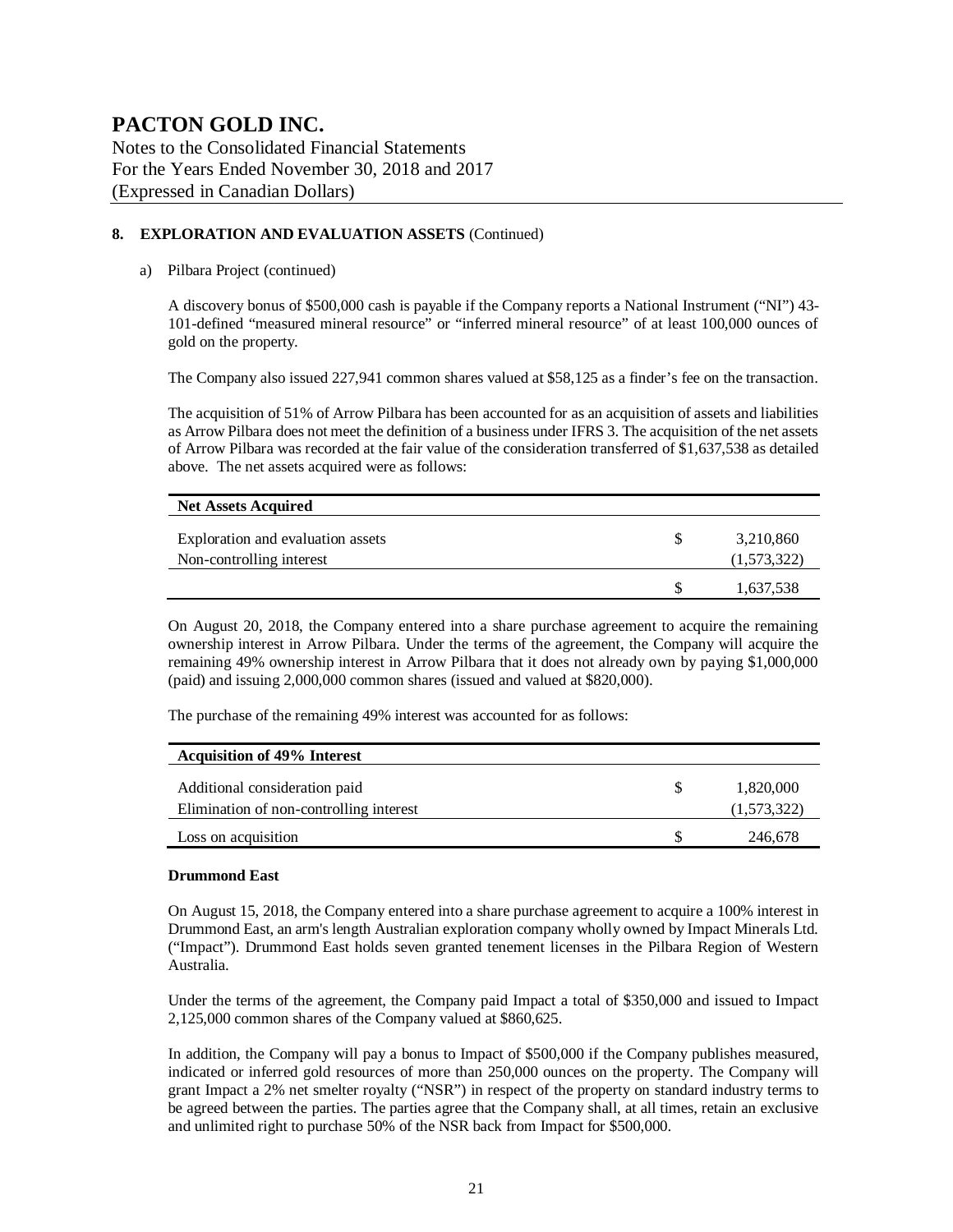### 8. EXPLORATION AND EVALUATION ASSETS (Continued)

a) Pilbara Project (continued)

A discovery bonus of $500,000 cash is payable if the Company reports a National Instrument ("NI") 43-101-defined "measured mineral resource" or "inferred mineral resource" of at least 100,000 ounces of gold on the property.

The Company also issued 227,941 common shares valued at $58,125 as a finder's fee on the transaction.

The acquisition of 51% of Arrow Pilbara has been accounted for as an acquisition of assets and liabilities as Arrow Pilbara does not meet the definition of a business under IFRS 3. The acquisition of the net assets of Arrow Pilbara was recorded at the fair value of the consideration transferred of $1,637,538 as detailed above. The net assets acquired were as follows:

| **Net Assets Acquired** | | |
|---|---|---|
| Exploration and evaluation assets | $ | 3,210,860 |
| Non-controlling interest | | (1,573,322) |
| | $ | 1,637,538 |

On August 20, 2018, the Company entered into a share purchase agreement to acquire the remaining ownership interest in Arrow Pilbara. Under the terms of the agreement, the Company will acquire the remaining 49% ownership interest in Arrow Pilbara that it does not already own by paying $1,000,000 (paid) and issuing 2,000,000 common shares (issued and valued at $820,000).

The purchase of the remaining 49% interest was accounted for as follows:

| **Acquisition of 49% Interest** | | |
|---|---|---|
| Additional consideration paid | $ | 1,820,000 |
| Elimination of non-controlling interest | | (1,573,322) |
| Loss on acquisition | $ | 246,678 |

**Drummond East**

On August 15, 2018, the Company entered into a share purchase agreement to acquire a 100% interest in Drummond East, an arm's length Australian exploration company wholly owned by Impact Minerals Ltd. ("Impact"). Drummond East holds seven granted tenement licenses in the Pilbara Region of Western Australia.

Under the terms of the agreement, the Company paid Impact a total of $350,000 and issued to Impact 2,125,000 common shares of the Company valued at $860,625.

In addition, the Company will pay a bonus to Impact of $500,000 if the Company publishes measured, indicated or inferred gold resources of more than 250,000 ounces on the property. The Company will grant Impact a 2% net smelter royalty ("NSR") in respect of the property on standard industry terms to be agreed between the parties. The parties agree that the Company shall, at all times, retain an exclusive and unlimited right to purchase 50% of the NSR back from Impact for $500,000.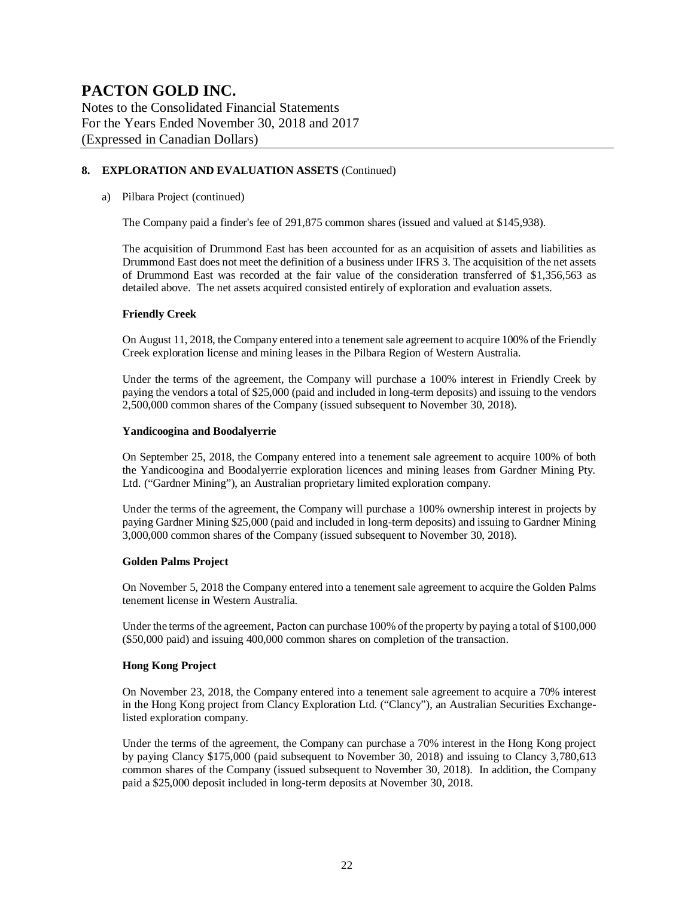## 8. EXPLORATION AND EVALUATION ASSETS (Continued)

a) Pilbara Project (continued)

The Company paid a finder's fee of 291,875 common shares (issued and valued at $145,938).

The acquisition of Drummond East has been accounted for as an acquisition of assets and liabilities as Drummond East does not meet the definition of a business under IFRS 3. The acquisition of the net assets of Drummond East was recorded at the fair value of the consideration transferred of $1,356,563 as detailed above. The net assets acquired consisted entirely of exploration and evaluation assets.

**Friendly Creek**

On August 11, 2018, the Company entered into a tenement sale agreement to acquire 100% of the Friendly Creek exploration license and mining leases in the Pilbara Region of Western Australia.

Under the terms of the agreement, the Company will purchase a 100% interest in Friendly Creek by paying the vendors a total of $25,000 (paid and included in long-term deposits) and issuing to the vendors 2,500,000 common shares of the Company (issued subsequent to November 30, 2018).

**Yandicoogina and Boodalyerrie**

On September 25, 2018, the Company entered into a tenement sale agreement to acquire 100% of both the Yandicoogina and Boodalyerrie exploration licences and mining leases from Gardner Mining Pty. Ltd. ("Gardner Mining"), an Australian proprietary limited exploration company.

Under the terms of the agreement, the Company will purchase a 100% ownership interest in projects by paying Gardner Mining $25,000 (paid and included in long-term deposits) and issuing to Gardner Mining 3,000,000 common shares of the Company (issued subsequent to November 30, 2018).

**Golden Palms Project**

On November 5, 2018 the Company entered into a tenement sale agreement to acquire the Golden Palms tenement license in Western Australia.

Under the terms of the agreement, Pacton can purchase 100% of the property by paying a total of $100,000 ($50,000 paid) and issuing 400,000 common shares on completion of the transaction.

**Hong Kong Project**

On November 23, 2018, the Company entered into a tenement sale agreement to acquire a 70% interest in the Hong Kong project from Clancy Exploration Ltd. ("Clancy"), an Australian Securities Exchange-listed exploration company.

Under the terms of the agreement, the Company can purchase a 70% interest in the Hong Kong project by paying Clancy $175,000 (paid subsequent to November 30, 2018) and issuing to Clancy 3,780,613 common shares of the Company (issued subsequent to November 30, 2018). In addition, the Company paid a $25,000 deposit included in long-term deposits at November 30, 2018.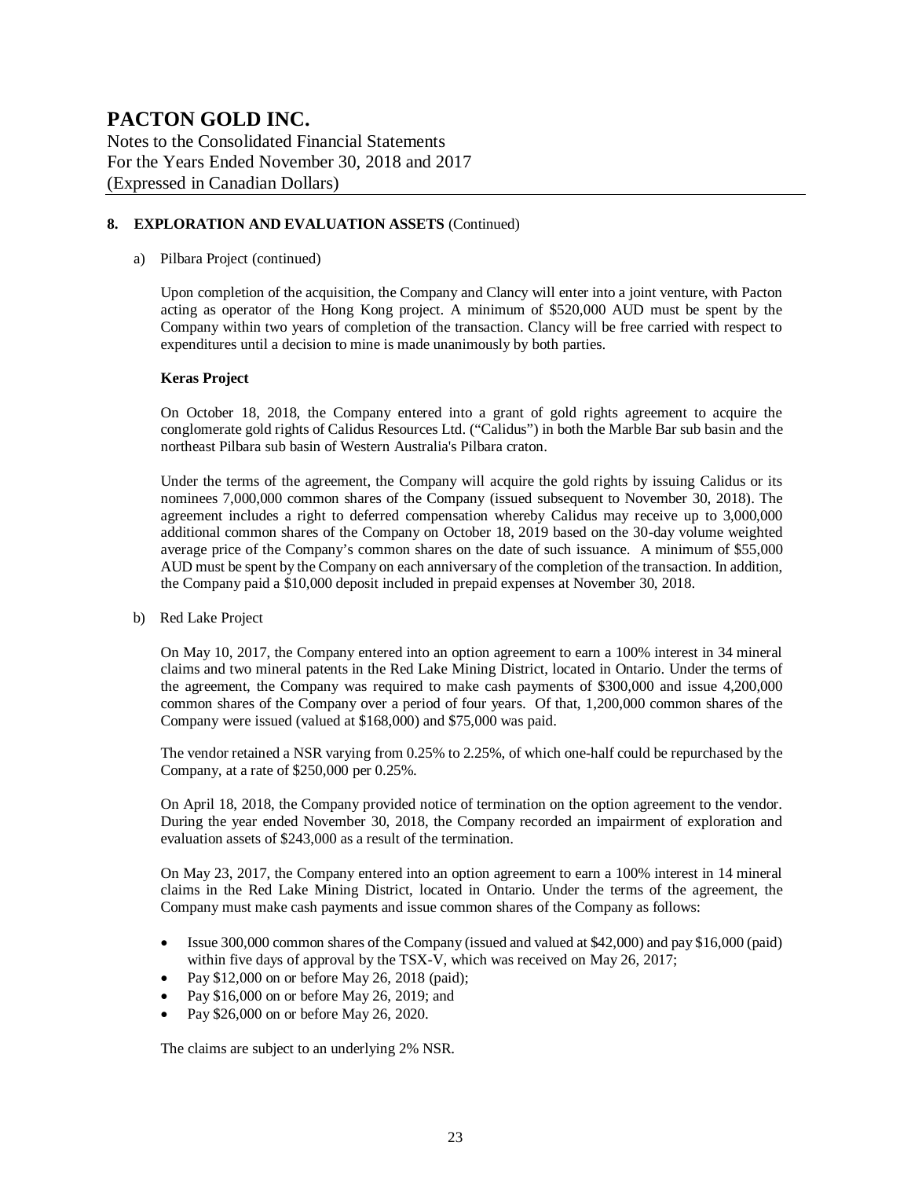## 8. EXPLORATION AND EVALUATION ASSETS (Continued)

a) Pilbara Project (continued)

Upon completion of the acquisition, the Company and Clancy will enter into a joint venture, with Pacton acting as operator of the Hong Kong project. A minimum of $520,000 AUD must be spent by the Company within two years of completion of the transaction. Clancy will be free carried with respect to expenditures until a decision to mine is made unanimously by both parties.

**Keras Project**

On October 18, 2018, the Company entered into a grant of gold rights agreement to acquire the conglomerate gold rights of Calidus Resources Ltd. ("Calidus") in both the Marble Bar sub basin and the northeast Pilbara sub basin of Western Australia's Pilbara craton.

Under the terms of the agreement, the Company will acquire the gold rights by issuing Calidus or its nominees 7,000,000 common shares of the Company (issued subsequent to November 30, 2018). The agreement includes a right to deferred compensation whereby Calidus may receive up to 3,000,000 additional common shares of the Company on October 18, 2019 based on the 30-day volume weighted average price of the Company's common shares on the date of such issuance. A minimum of $55,000 AUD must be spent by the Company on each anniversary of the completion of the transaction. In addition, the Company paid a $10,000 deposit included in prepaid expenses at November 30, 2018.

b) Red Lake Project

On May 10, 2017, the Company entered into an option agreement to earn a 100% interest in 34 mineral claims and two mineral patents in the Red Lake Mining District, located in Ontario. Under the terms of the agreement, the Company was required to make cash payments of $300,000 and issue 4,200,000 common shares of the Company over a period of four years. Of that, 1,200,000 common shares of the Company were issued (valued at $168,000) and $75,000 was paid.

The vendor retained a NSR varying from 0.25% to 2.25%, of which one-half could be repurchased by the Company, at a rate of $250,000 per 0.25%.

On April 18, 2018, the Company provided notice of termination on the option agreement to the vendor. During the year ended November 30, 2018, the Company recorded an impairment of exploration and evaluation assets of $243,000 as a result of the termination.

On May 23, 2017, the Company entered into an option agreement to earn a 100% interest in 14 mineral claims in the Red Lake Mining District, located in Ontario. Under the terms of the agreement, the Company must make cash payments and issue common shares of the Company as follows:

- Issue 300,000 common shares of the Company (issued and valued at $42,000) and pay $16,000 (paid) within five days of approval by the TSX-V, which was received on May 26, 2017;
- Pay $12,000 on or before May 26, 2018 (paid);
- Pay $16,000 on or before May 26, 2019; and
- Pay $26,000 on or before May 26, 2020.

The claims are subject to an underlying 2% NSR.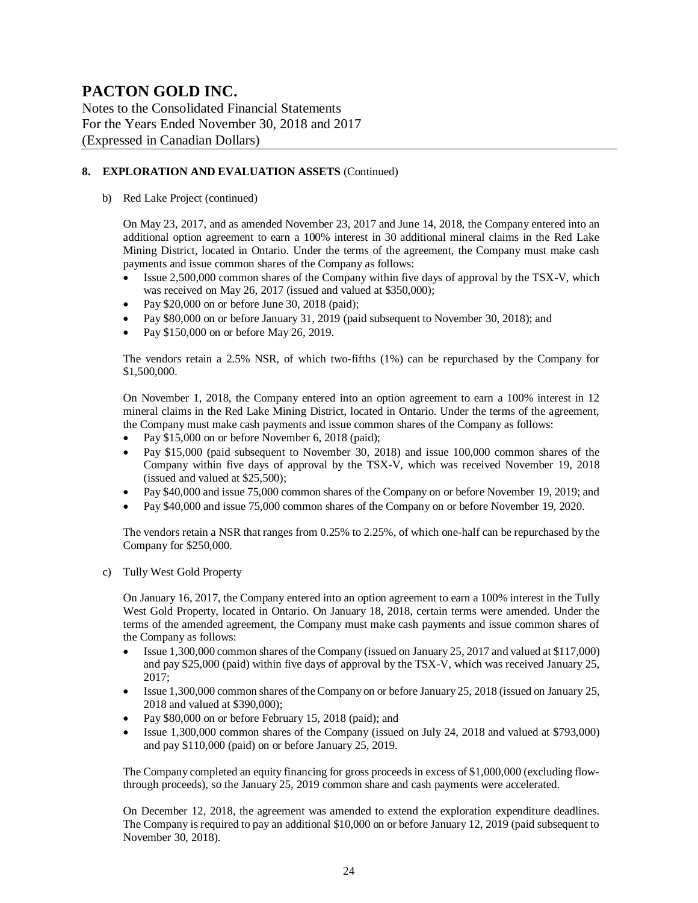## 8. EXPLORATION AND EVALUATION ASSETS (Continued)

b) Red Lake Project (continued)

On May 23, 2017, and as amended November 23, 2017 and June 14, 2018, the Company entered into an additional option agreement to earn a 100% interest in 30 additional mineral claims in the Red Lake Mining District, located in Ontario. Under the terms of the agreement, the Company must make cash payments and issue common shares of the Company as follows:

- Issue 2,500,000 common shares of the Company within five days of approval by the TSX-V, which was received on May 26, 2017 (issued and valued at $350,000);
- Pay $20,000 on or before June 30, 2018 (paid);
- Pay $80,000 on or before January 31, 2019 (paid subsequent to November 30, 2018); and
- Pay $150,000 on or before May 26, 2019.

The vendors retain a 2.5% NSR, of which two-fifths (1%) can be repurchased by the Company for $1,500,000.

On November 1, 2018, the Company entered into an option agreement to earn a 100% interest in 12 mineral claims in the Red Lake Mining District, located in Ontario. Under the terms of the agreement, the Company must make cash payments and issue common shares of the Company as follows:

- Pay $15,000 on or before November 6, 2018 (paid);
- Pay $15,000 (paid subsequent to November 30, 2018) and issue 100,000 common shares of the Company within five days of approval by the TSX-V, which was received November 19, 2018 (issued and valued at $25,500);
- Pay $40,000 and issue 75,000 common shares of the Company on or before November 19, 2019; and
- Pay $40,000 and issue 75,000 common shares of the Company on or before November 19, 2020.

The vendors retain a NSR that ranges from 0.25% to 2.25%, of which one-half can be repurchased by the Company for $250,000.

c) Tully West Gold Property

On January 16, 2017, the Company entered into an option agreement to earn a 100% interest in the Tully West Gold Property, located in Ontario. On January 18, 2018, certain terms were amended. Under the terms of the amended agreement, the Company must make cash payments and issue common shares of the Company as follows:

- Issue 1,300,000 common shares of the Company (issued on January 25, 2017 and valued at $117,000) and pay $25,000 (paid) within five days of approval by the TSX-V, which was received January 25, 2017;
- Issue 1,300,000 common shares of the Company on or before January 25, 2018 (issued on January 25, 2018 and valued at $390,000);
- Pay $80,000 on or before February 15, 2018 (paid); and
- Issue 1,300,000 common shares of the Company (issued on July 24, 2018 and valued at $793,000) and pay $110,000 (paid) on or before January 25, 2019.

The Company completed an equity financing for gross proceeds in excess of $1,000,000 (excluding flow-through proceeds), so the January 25, 2019 common share and cash payments were accelerated.

On December 12, 2018, the agreement was amended to extend the exploration expenditure deadlines. The Company is required to pay an additional $10,000 on or before January 12, 2019 (paid subsequent to November 30, 2018).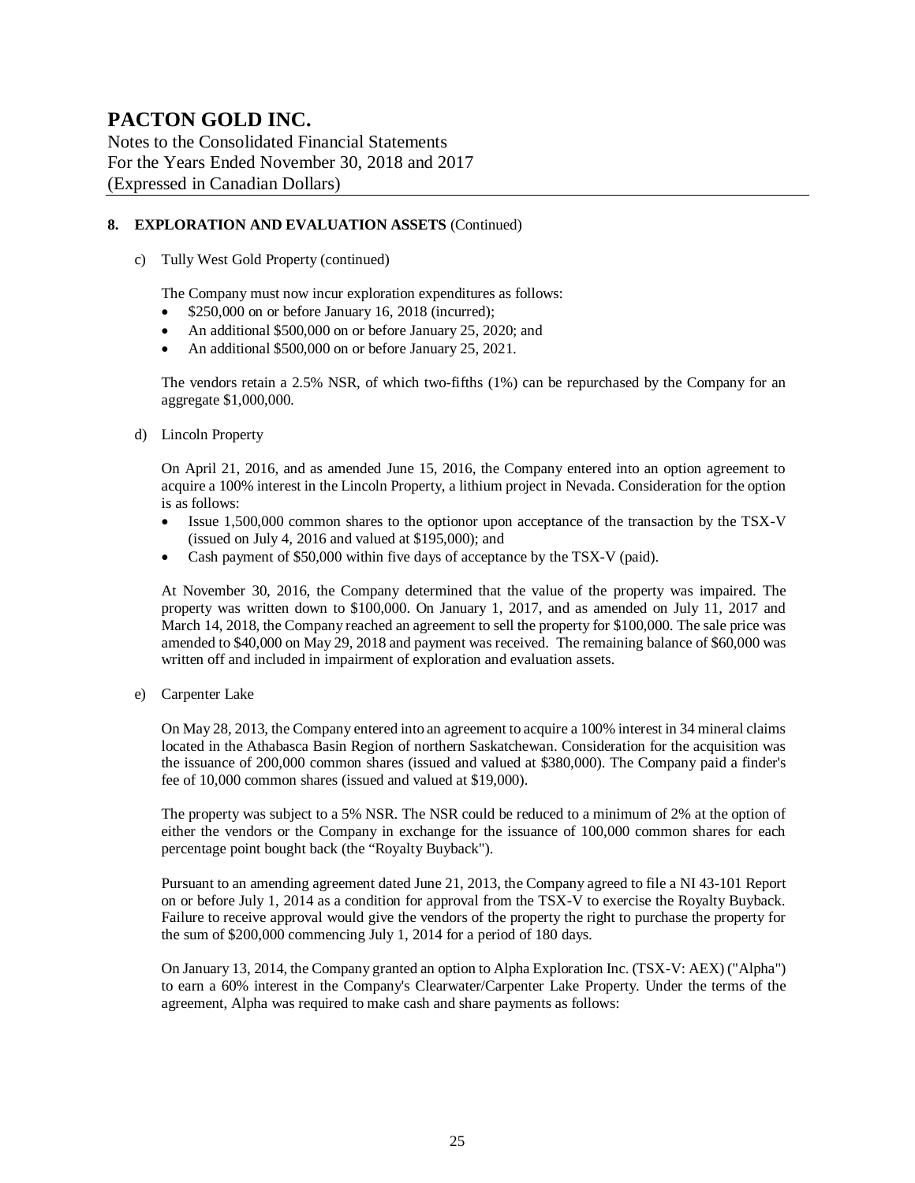## 8. EXPLORATION AND EVALUATION ASSETS (Continued)

c) Tully West Gold Property (continued)

The Company must now incur exploration expenditures as follows:

- $250,000 on or before January 16, 2018 (incurred);
- An additional $500,000 on or before January 25, 2020; and
- An additional $500,000 on or before January 25, 2021.

The vendors retain a 2.5% NSR, of which two-fifths (1%) can be repurchased by the Company for an aggregate $1,000,000.

d) Lincoln Property

On April 21, 2016, and as amended June 15, 2016, the Company entered into an option agreement to acquire a 100% interest in the Lincoln Property, a lithium project in Nevada. Consideration for the option is as follows:

- Issue 1,500,000 common shares to the optionor upon acceptance of the transaction by the TSX-V (issued on July 4, 2016 and valued at $195,000); and
- Cash payment of $50,000 within five days of acceptance by the TSX-V (paid).

At November 30, 2016, the Company determined that the value of the property was impaired. The property was written down to $100,000. On January 1, 2017, and as amended on July 11, 2017 and March 14, 2018, the Company reached an agreement to sell the property for $100,000. The sale price was amended to $40,000 on May 29, 2018 and payment was received. The remaining balance of $60,000 was written off and included in impairment of exploration and evaluation assets.

e) Carpenter Lake

On May 28, 2013, the Company entered into an agreement to acquire a 100% interest in 34 mineral claims located in the Athabasca Basin Region of northern Saskatchewan. Consideration for the acquisition was the issuance of 200,000 common shares (issued and valued at $380,000). The Company paid a finder's fee of 10,000 common shares (issued and valued at $19,000).

The property was subject to a 5% NSR. The NSR could be reduced to a minimum of 2% at the option of either the vendors or the Company in exchange for the issuance of 100,000 common shares for each percentage point bought back (the "Royalty Buyback").

Pursuant to an amending agreement dated June 21, 2013, the Company agreed to file a NI 43-101 Report on or before July 1, 2014 as a condition for approval from the TSX-V to exercise the Royalty Buyback. Failure to receive approval would give the vendors of the property the right to purchase the property for the sum of $200,000 commencing July 1, 2014 for a period of 180 days.

On January 13, 2014, the Company granted an option to Alpha Exploration Inc. (TSX-V: AEX) ("Alpha") to earn a 60% interest in the Company's Clearwater/Carpenter Lake Property. Under the terms of the agreement, Alpha was required to make cash and share payments as follows: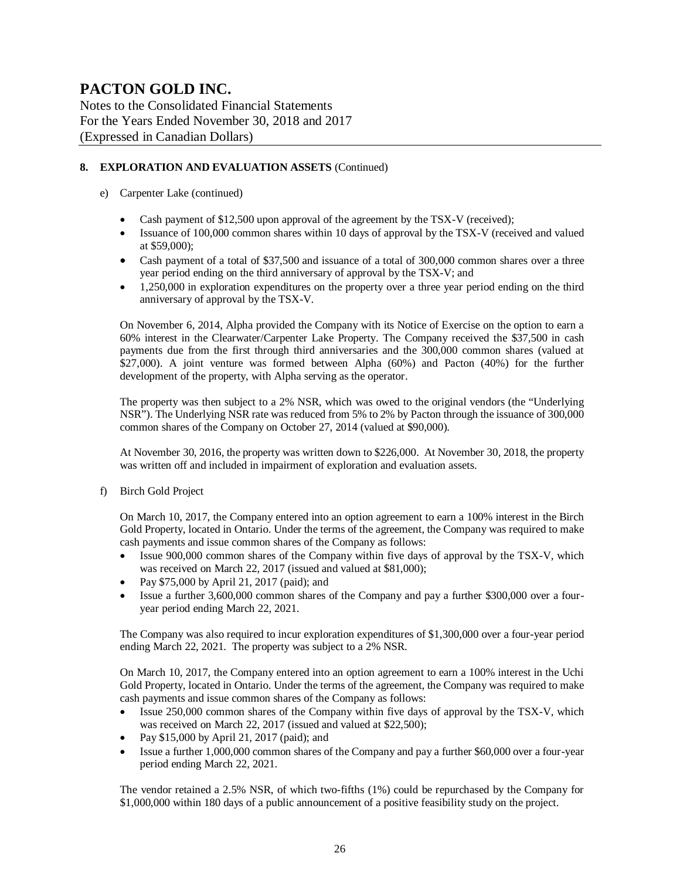## 8. EXPLORATION AND EVALUATION ASSETS (Continued)

e) Carpenter Lake (continued)

- Cash payment of $12,500 upon approval of the agreement by the TSX-V (received);
- Issuance of 100,000 common shares within 10 days of approval by the TSX-V (received and valued at $59,000);
- Cash payment of a total of $37,500 and issuance of a total of 300,000 common shares over a three year period ending on the third anniversary of approval by the TSX-V; and
- 1,250,000 in exploration expenditures on the property over a three year period ending on the third anniversary of approval by the TSX-V.

On November 6, 2014, Alpha provided the Company with its Notice of Exercise on the option to earn a 60% interest in the Clearwater/Carpenter Lake Property. The Company received the $37,500 in cash payments due from the first through third anniversaries and the 300,000 common shares (valued at $27,000). A joint venture was formed between Alpha (60%) and Pacton (40%) for the further development of the property, with Alpha serving as the operator.

The property was then subject to a 2% NSR, which was owed to the original vendors (the "Underlying NSR"). The Underlying NSR rate was reduced from 5% to 2% by Pacton through the issuance of 300,000 common shares of the Company on October 27, 2014 (valued at $90,000).

At November 30, 2016, the property was written down to $226,000. At November 30, 2018, the property was written off and included in impairment of exploration and evaluation assets.

f) Birch Gold Project

On March 10, 2017, the Company entered into an option agreement to earn a 100% interest in the Birch Gold Property, located in Ontario. Under the terms of the agreement, the Company was required to make cash payments and issue common shares of the Company as follows:

- Issue 900,000 common shares of the Company within five days of approval by the TSX-V, which was received on March 22, 2017 (issued and valued at $81,000);
- Pay $75,000 by April 21, 2017 (paid); and
- Issue a further 3,600,000 common shares of the Company and pay a further $300,000 over a four-year period ending March 22, 2021.

The Company was also required to incur exploration expenditures of $1,300,000 over a four-year period ending March 22, 2021. The property was subject to a 2% NSR.

On March 10, 2017, the Company entered into an option agreement to earn a 100% interest in the Uchi Gold Property, located in Ontario. Under the terms of the agreement, the Company was required to make cash payments and issue common shares of the Company as follows:

- Issue 250,000 common shares of the Company within five days of approval by the TSX-V, which was received on March 22, 2017 (issued and valued at $22,500);
- Pay $15,000 by April 21, 2017 (paid); and
- Issue a further 1,000,000 common shares of the Company and pay a further $60,000 over a four-year period ending March 22, 2021.

The vendor retained a 2.5% NSR, of which two-fifths (1%) could be repurchased by the Company for $1,000,000 within 180 days of a public announcement of a positive feasibility study on the project.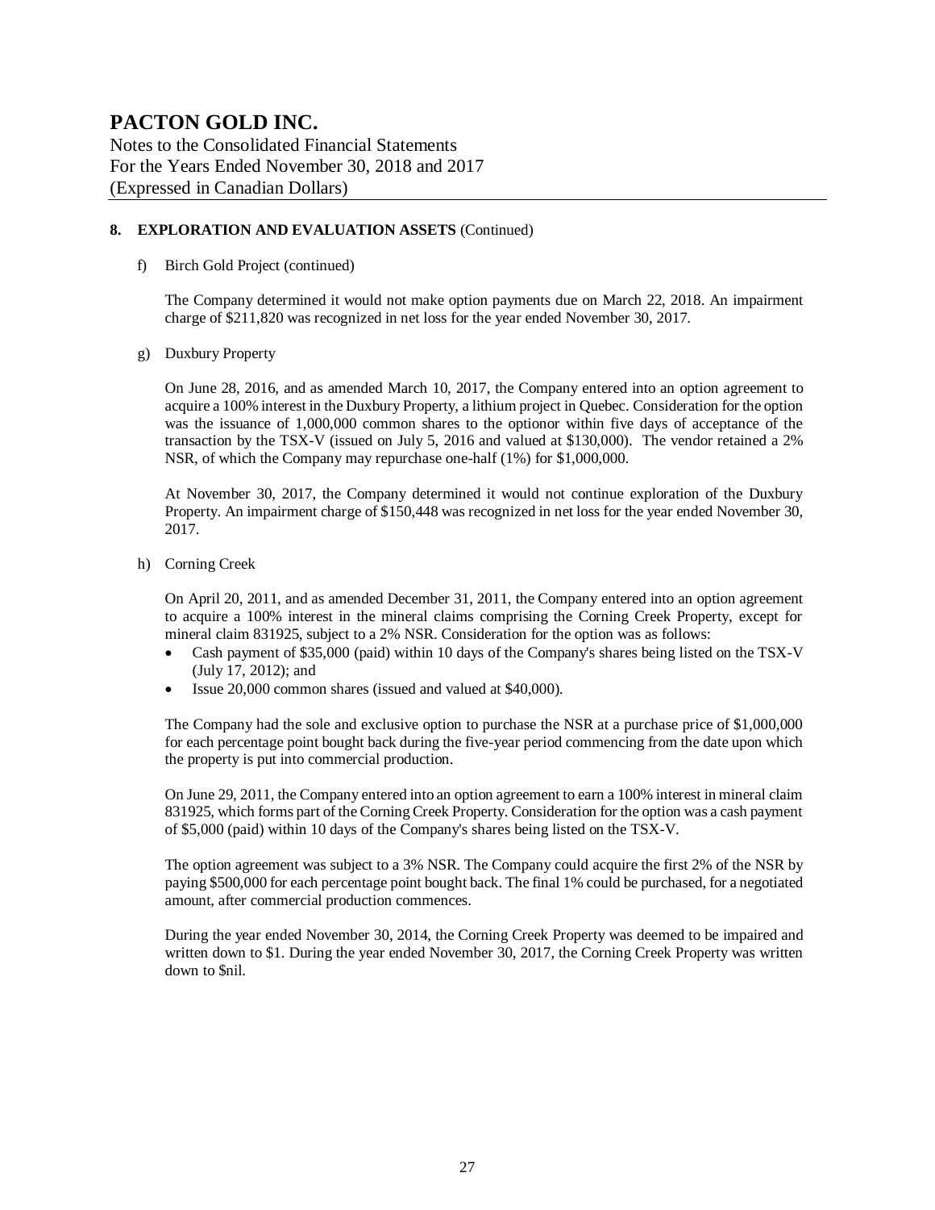## 8. EXPLORATION AND EVALUATION ASSETS (Continued)

f) Birch Gold Project (continued)

The Company determined it would not make option payments due on March 22, 2018. An impairment charge of $211,820 was recognized in net loss for the year ended November 30, 2017.

g) Duxbury Property

On June 28, 2016, and as amended March 10, 2017, the Company entered into an option agreement to acquire a 100% interest in the Duxbury Property, a lithium project in Quebec. Consideration for the option was the issuance of 1,000,000 common shares to the optionor within five days of acceptance of the transaction by the TSX-V (issued on July 5, 2016 and valued at $130,000). The vendor retained a 2% NSR, of which the Company may repurchase one-half (1%) for $1,000,000.

At November 30, 2017, the Company determined it would not continue exploration of the Duxbury Property. An impairment charge of $150,448 was recognized in net loss for the year ended November 30, 2017.

h) Corning Creek

On April 20, 2011, and as amended December 31, 2011, the Company entered into an option agreement to acquire a 100% interest in the mineral claims comprising the Corning Creek Property, except for mineral claim 831925, subject to a 2% NSR. Consideration for the option was as follows:

- Cash payment of $35,000 (paid) within 10 days of the Company's shares being listed on the TSX-V (July 17, 2012); and
- Issue 20,000 common shares (issued and valued at $40,000).

The Company had the sole and exclusive option to purchase the NSR at a purchase price of $1,000,000 for each percentage point bought back during the five-year period commencing from the date upon which the property is put into commercial production.

On June 29, 2011, the Company entered into an option agreement to earn a 100% interest in mineral claim 831925, which forms part of the Corning Creek Property. Consideration for the option was a cash payment of $5,000 (paid) within 10 days of the Company's shares being listed on the TSX-V.

The option agreement was subject to a 3% NSR. The Company could acquire the first 2% of the NSR by paying $500,000 for each percentage point bought back. The final 1% could be purchased, for a negotiated amount, after commercial production commences.

During the year ended November 30, 2014, the Corning Creek Property was deemed to be impaired and written down to $1. During the year ended November 30, 2017, the Corning Creek Property was written down to $nil.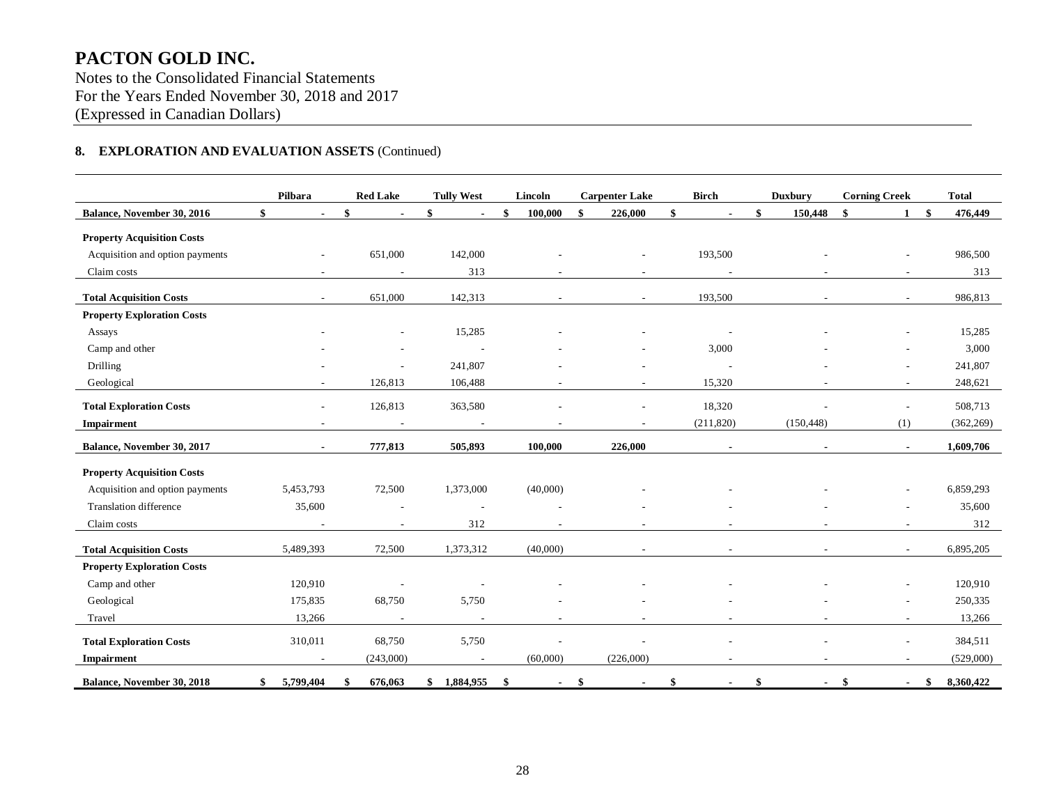# PACTON GOLD INC.

Notes to the Consolidated Financial Statements
For the Years Ended November 30, 2018 and 2017
(Expressed in Canadian Dollars)

## 8. EXPLORATION AND EVALUATION ASSETS (Continued)

| | Pilbara | Red Lake | Tully West | Lincoln | Carpenter Lake | Birch | Duxbury | Corning Creek | Total |
|---|---|---|---|---|---|---|---|---|---|
| **Balance, November 30, 2016** | **$ -** | **$ -** | **$ -** | **$ 100,000** | **$ 226,000** | **$ -** | **$ 150,448** | **$ 1** | **$ 476,449** |
| **Property Acquisition Costs** | | | | | | | | | |
| Acquisition and option payments | - | 651,000 | 142,000 | - | - | 193,500 | - | - | 986,500 |
| Claim costs | - | - | 313 | - | - | - | - | - | 313 |
| **Total Acquisition Costs** | - | 651,000 | 142,313 | - | - | 193,500 | - | - | 986,813 |
| **Property Exploration Costs** | | | | | | | | | |
| Assays | - | - | 15,285 | - | - | - | - | - | 15,285 |
| Camp and other | - | - | - | - | - | 3,000 | - | - | 3,000 |
| Drilling | - | - | 241,807 | - | - | - | - | - | 241,807 |
| Geological | - | 126,813 | 106,488 | - | - | 15,320 | - | - | 248,621 |
| **Total Exploration Costs** | - | 126,813 | 363,580 | - | - | 18,320 | - | - | 508,713 |
| **Impairment** | - | - | - | - | - | (211,820) | (150,448) | (1) | (362,269) |
| **Balance, November 30, 2017** | **-** | **777,813** | **505,893** | **100,000** | **226,000** | **-** | **-** | **-** | **1,609,706** |
| **Property Acquisition Costs** | | | | | | | | | |
| Acquisition and option payments | 5,453,793 | 72,500 | 1,373,000 | (40,000) | - | - | - | - | 6,859,293 |
| Translation difference | 35,600 | - | - | - | - | - | - | - | 35,600 |
| Claim costs | - | - | 312 | - | - | - | - | - | 312 |
| **Total Acquisition Costs** | 5,489,393 | 72,500 | 1,373,312 | (40,000) | - | - | - | - | 6,895,205 |
| **Property Exploration Costs** | | | | | | | | | |
| Camp and other | 120,910 | - | - | - | - | - | - | - | 120,910 |
| Geological | 175,835 | 68,750 | 5,750 | - | - | - | - | - | 250,335 |
| Travel | 13,266 | - | - | - | - | - | - | - | 13,266 |
| **Total Exploration Costs** | 310,011 | 68,750 | 5,750 | - | - | - | - | - | 384,511 |
| **Impairment** | - | (243,000) | - | (60,000) | (226,000) | - | - | - | (529,000) |
| **Balance, November 30, 2018** | **$ 5,799,404** | **$ 676,063** | **$ 1,884,955** | **$ -** | **$ -** | **$ -** | **$ -** | **$ -** | **$ 8,360,422** |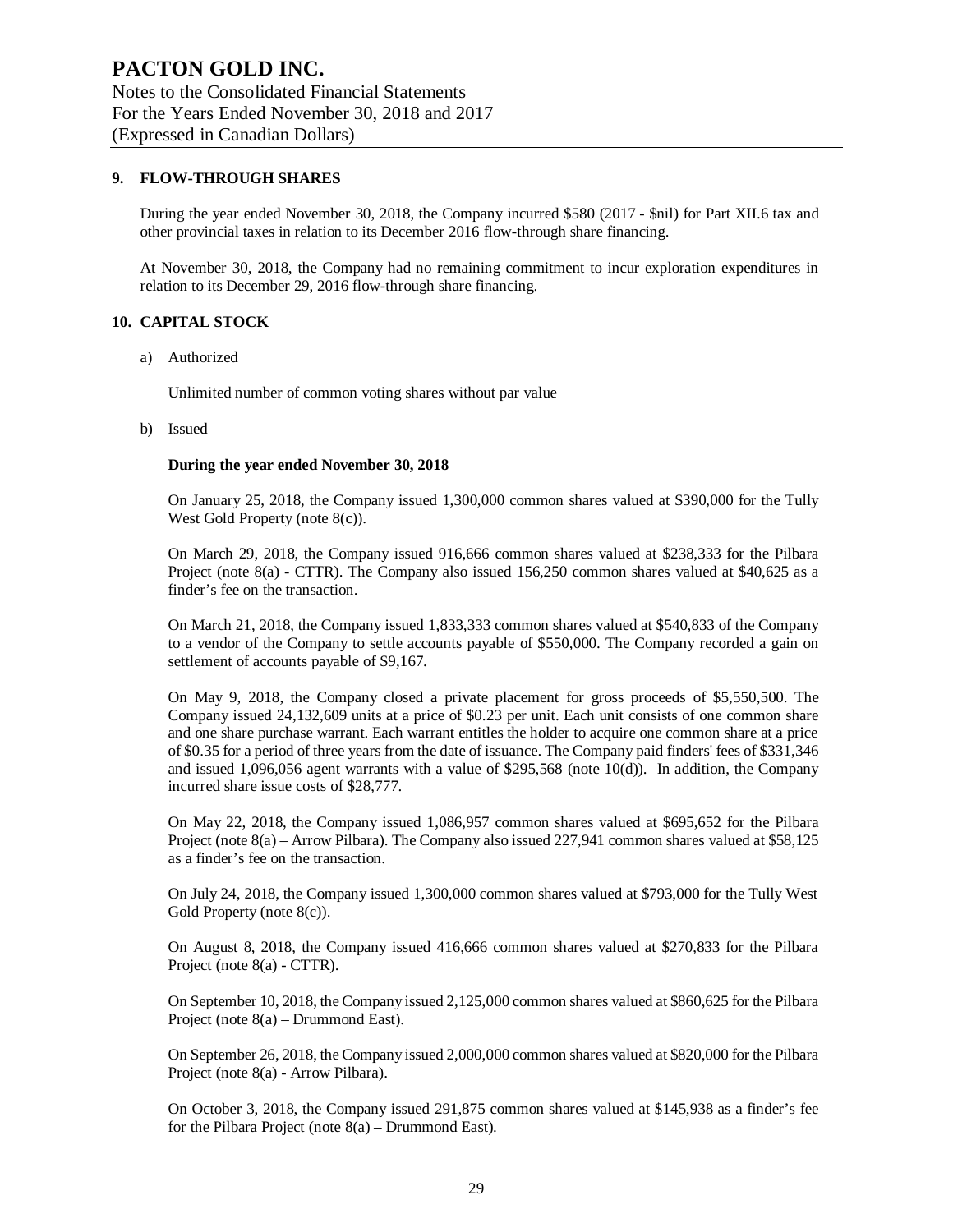## 9. FLOW-THROUGH SHARES

During the year ended November 30, 2018, the Company incurred $580 (2017 - $nil) for Part XII.6 tax and other provincial taxes in relation to its December 2016 flow-through share financing.

At November 30, 2018, the Company had no remaining commitment to incur exploration expenditures in relation to its December 29, 2016 flow-through share financing.

## 10. CAPITAL STOCK

a) Authorized

Unlimited number of common voting shares without par value

b) Issued

**During the year ended November 30, 2018**

On January 25, 2018, the Company issued 1,300,000 common shares valued at $390,000 for the Tully West Gold Property (note 8(c)).

On March 29, 2018, the Company issued 916,666 common shares valued at $238,333 for the Pilbara Project (note 8(a) - CTTR). The Company also issued 156,250 common shares valued at $40,625 as a finder's fee on the transaction.

On March 21, 2018, the Company issued 1,833,333 common shares valued at $540,833 of the Company to a vendor of the Company to settle accounts payable of $550,000. The Company recorded a gain on settlement of accounts payable of $9,167.

On May 9, 2018, the Company closed a private placement for gross proceeds of $5,550,500. The Company issued 24,132,609 units at a price of $0.23 per unit. Each unit consists of one common share and one share purchase warrant. Each warrant entitles the holder to acquire one common share at a price of $0.35 for a period of three years from the date of issuance. The Company paid finders' fees of $331,346 and issued 1,096,056 agent warrants with a value of $295,568 (note 10(d)). In addition, the Company incurred share issue costs of $28,777.

On May 22, 2018, the Company issued 1,086,957 common shares valued at $695,652 for the Pilbara Project (note 8(a) – Arrow Pilbara). The Company also issued 227,941 common shares valued at $58,125 as a finder's fee on the transaction.

On July 24, 2018, the Company issued 1,300,000 common shares valued at $793,000 for the Tully West Gold Property (note 8(c)).

On August 8, 2018, the Company issued 416,666 common shares valued at $270,833 for the Pilbara Project (note 8(a) - CTTR).

On September 10, 2018, the Company issued 2,125,000 common shares valued at $860,625 for the Pilbara Project (note 8(a) – Drummond East).

On September 26, 2018, the Company issued 2,000,000 common shares valued at $820,000 for the Pilbara Project (note 8(a) - Arrow Pilbara).

On October 3, 2018, the Company issued 291,875 common shares valued at $145,938 as a finder's fee for the Pilbara Project (note 8(a) – Drummond East).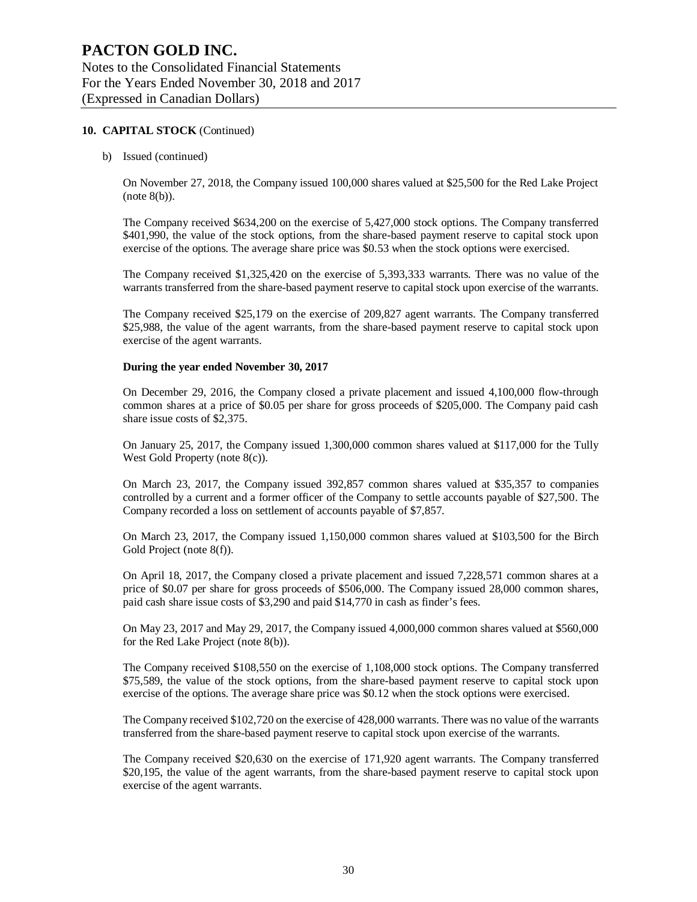## 10. CAPITAL STOCK (Continued)

b) Issued (continued)

On November 27, 2018, the Company issued 100,000 shares valued at $25,500 for the Red Lake Project (note 8(b)).

The Company received $634,200 on the exercise of 5,427,000 stock options. The Company transferred $401,990, the value of the stock options, from the share-based payment reserve to capital stock upon exercise of the options. The average share price was $0.53 when the stock options were exercised.

The Company received $1,325,420 on the exercise of 5,393,333 warrants. There was no value of the warrants transferred from the share-based payment reserve to capital stock upon exercise of the warrants.

The Company received $25,179 on the exercise of 209,827 agent warrants. The Company transferred $25,988, the value of the agent warrants, from the share-based payment reserve to capital stock upon exercise of the agent warrants.

**During the year ended November 30, 2017**

On December 29, 2016, the Company closed a private placement and issued 4,100,000 flow-through common shares at a price of $0.05 per share for gross proceeds of $205,000. The Company paid cash share issue costs of $2,375.

On January 25, 2017, the Company issued 1,300,000 common shares valued at $117,000 for the Tully West Gold Property (note 8(c)).

On March 23, 2017, the Company issued 392,857 common shares valued at $35,357 to companies controlled by a current and a former officer of the Company to settle accounts payable of $27,500. The Company recorded a loss on settlement of accounts payable of $7,857.

On March 23, 2017, the Company issued 1,150,000 common shares valued at $103,500 for the Birch Gold Project (note 8(f)).

On April 18, 2017, the Company closed a private placement and issued 7,228,571 common shares at a price of $0.07 per share for gross proceeds of $506,000. The Company issued 28,000 common shares, paid cash share issue costs of $3,290 and paid $14,770 in cash as finder's fees.

On May 23, 2017 and May 29, 2017, the Company issued 4,000,000 common shares valued at $560,000 for the Red Lake Project (note 8(b)).

The Company received $108,550 on the exercise of 1,108,000 stock options. The Company transferred $75,589, the value of the stock options, from the share-based payment reserve to capital stock upon exercise of the options. The average share price was $0.12 when the stock options were exercised.

The Company received $102,720 on the exercise of 428,000 warrants. There was no value of the warrants transferred from the share-based payment reserve to capital stock upon exercise of the warrants.

The Company received $20,630 on the exercise of 171,920 agent warrants. The Company transferred $20,195, the value of the agent warrants, from the share-based payment reserve to capital stock upon exercise of the agent warrants.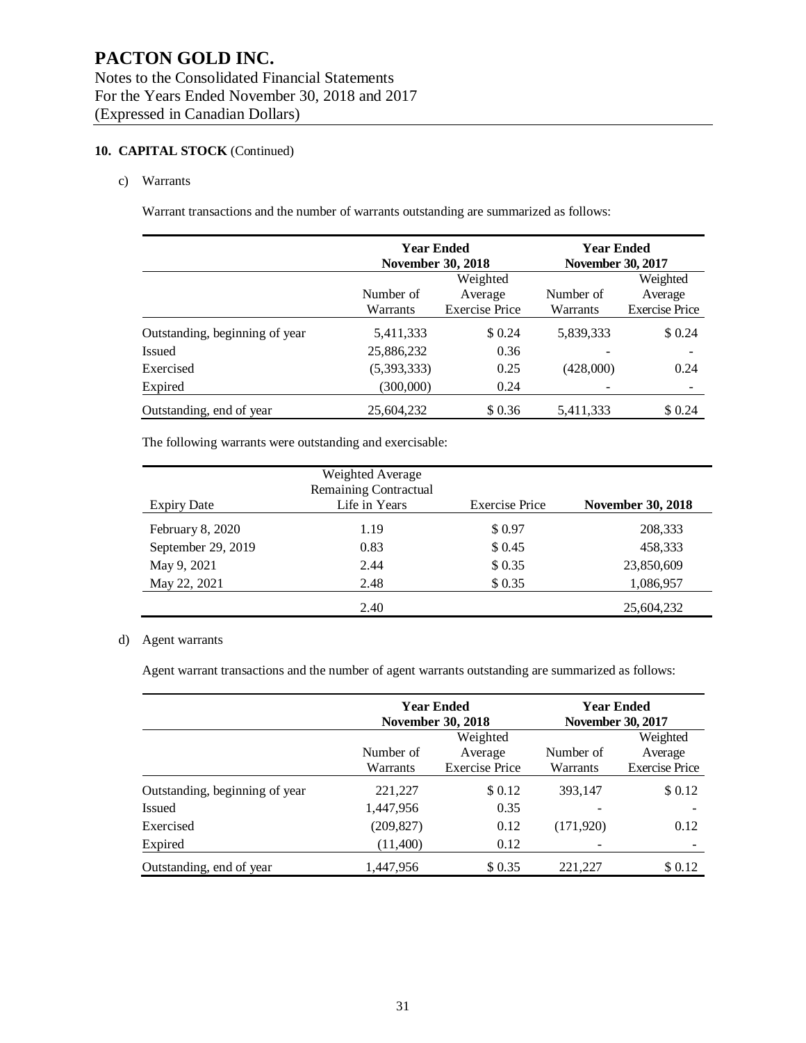# PACTON GOLD INC.

Notes to the Consolidated Financial Statements
For the Years Ended November 30, 2018 and 2017
(Expressed in Canadian Dollars)

## 10. CAPITAL STOCK (Continued)

c) Warrants

Warrant transactions and the number of warrants outstanding are summarized as follows:

| | Year Ended November 30, 2018 | | Year Ended November 30, 2017 | |
|---|---|---|---|---|
| | Number of Warrants | Weighted Average Exercise Price | Number of Warrants | Weighted Average Exercise Price |
| Outstanding, beginning of year | 5,411,333 | $ 0.24 | 5,839,333 | $ 0.24 |
| Issued | 25,886,232 | 0.36 | - | - |
| Exercised | (5,393,333) | 0.25 | (428,000) | 0.24 |
| Expired | (300,000) | 0.24 | - | - |
| Outstanding, end of year | 25,604,232 | $ 0.36 | 5,411,333 | $ 0.24 |

The following warrants were outstanding and exercisable:

| Expiry Date | Weighted Average Remaining Contractual Life in Years | Exercise Price | November 30, 2018 |
|---|---|---|---|
| February 8, 2020 | 1.19 | $ 0.97 | 208,333 |
| September 29, 2019 | 0.83 | $ 0.45 | 458,333 |
| May 9, 2021 | 2.44 | $ 0.35 | 23,850,609 |
| May 22, 2021 | 2.48 | $ 0.35 | 1,086,957 |
| | 2.40 | | 25,604,232 |

d) Agent warrants

Agent warrant transactions and the number of agent warrants outstanding are summarized as follows:

| | Year Ended November 30, 2018 | | Year Ended November 30, 2017 | |
|---|---|---|---|---|
| | Number of Warrants | Weighted Average Exercise Price | Number of Warrants | Weighted Average Exercise Price |
| Outstanding, beginning of year | 221,227 | $ 0.12 | 393,147 | $ 0.12 |
| Issued | 1,447,956 | 0.35 | - | - |
| Exercised | (209,827) | 0.12 | (171,920) | 0.12 |
| Expired | (11,400) | 0.12 | - | - |
| Outstanding, end of year | 1,447,956 | $ 0.35 | 221,227 | $ 0.12 |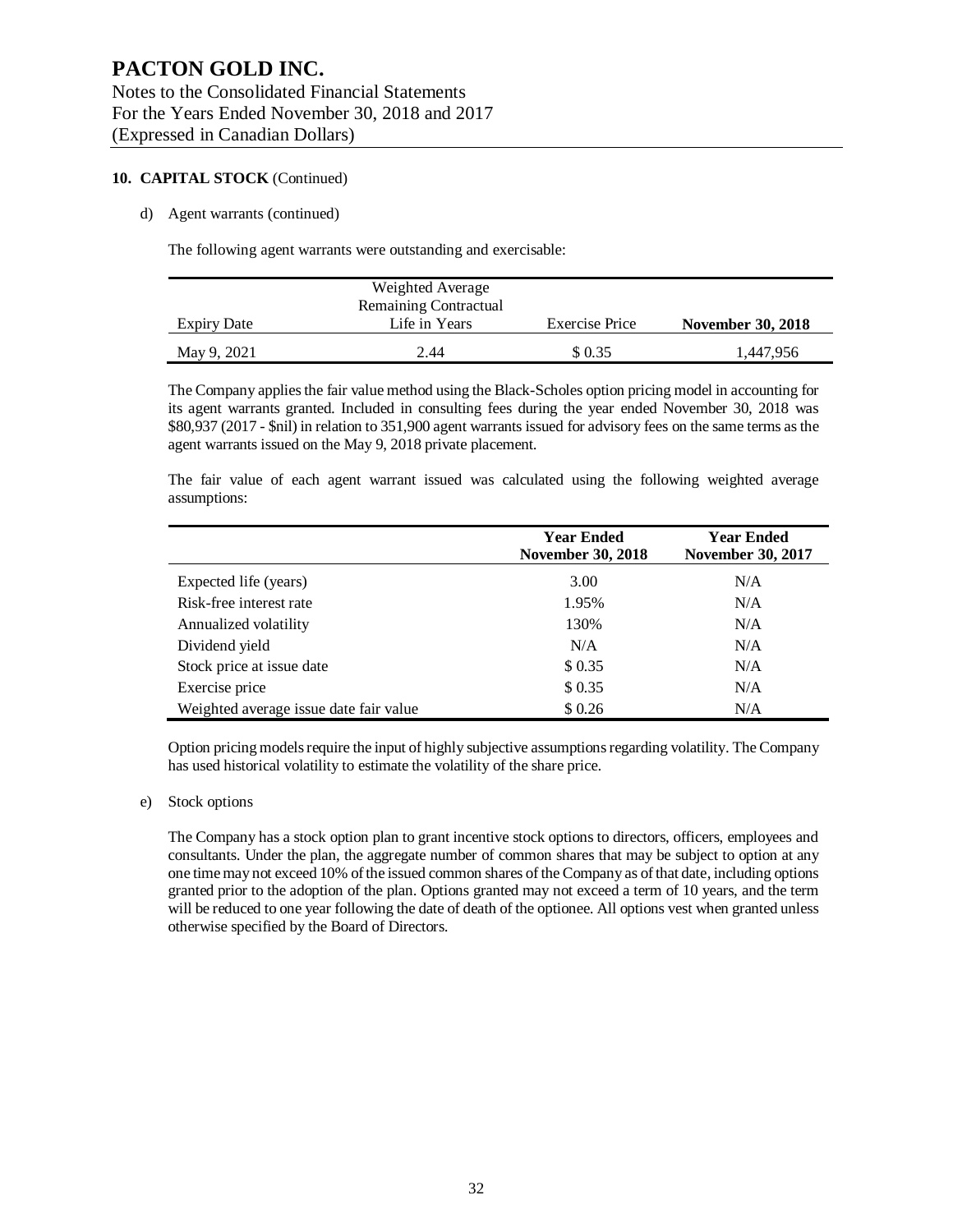**PACTON GOLD INC.**
Notes to the Consolidated Financial Statements
For the Years Ended November 30, 2018 and 2017
(Expressed in Canadian Dollars)

**10. CAPITAL STOCK** (Continued)

d) Agent warrants (continued)

The following agent warrants were outstanding and exercisable:

| Expiry Date | Weighted Average Remaining Contractual Life in Years | Exercise Price | **November 30, 2018** |
|---|---|---|---|
| May 9, 2021 | 2.44 | $ 0.35 | 1,447,956 |

The Company applies the fair value method using the Black-Scholes option pricing model in accounting for its agent warrants granted. Included in consulting fees during the year ended November 30, 2018 was $80,937 (2017 - $nil) in relation to 351,900 agent warrants issued for advisory fees on the same terms as the agent warrants issued on the May 9, 2018 private placement.

The fair value of each agent warrant issued was calculated using the following weighted average assumptions:

| | **Year Ended November 30, 2018** | **Year Ended November 30, 2017** |
|---|---|---|
| Expected life (years) | 3.00 | N/A |
| Risk-free interest rate | 1.95% | N/A |
| Annualized volatility | 130% | N/A |
| Dividend yield | N/A | N/A |
| Stock price at issue date | $ 0.35 | N/A |
| Exercise price | $ 0.35 | N/A |
| Weighted average issue date fair value | $ 0.26 | N/A |

Option pricing models require the input of highly subjective assumptions regarding volatility. The Company has used historical volatility to estimate the volatility of the share price.

e) Stock options

The Company has a stock option plan to grant incentive stock options to directors, officers, employees and consultants. Under the plan, the aggregate number of common shares that may be subject to option at any one time may not exceed 10% of the issued common shares of the Company as of that date, including options granted prior to the adoption of the plan. Options granted may not exceed a term of 10 years, and the term will be reduced to one year following the date of death of the optionee. All options vest when granted unless otherwise specified by the Board of Directors.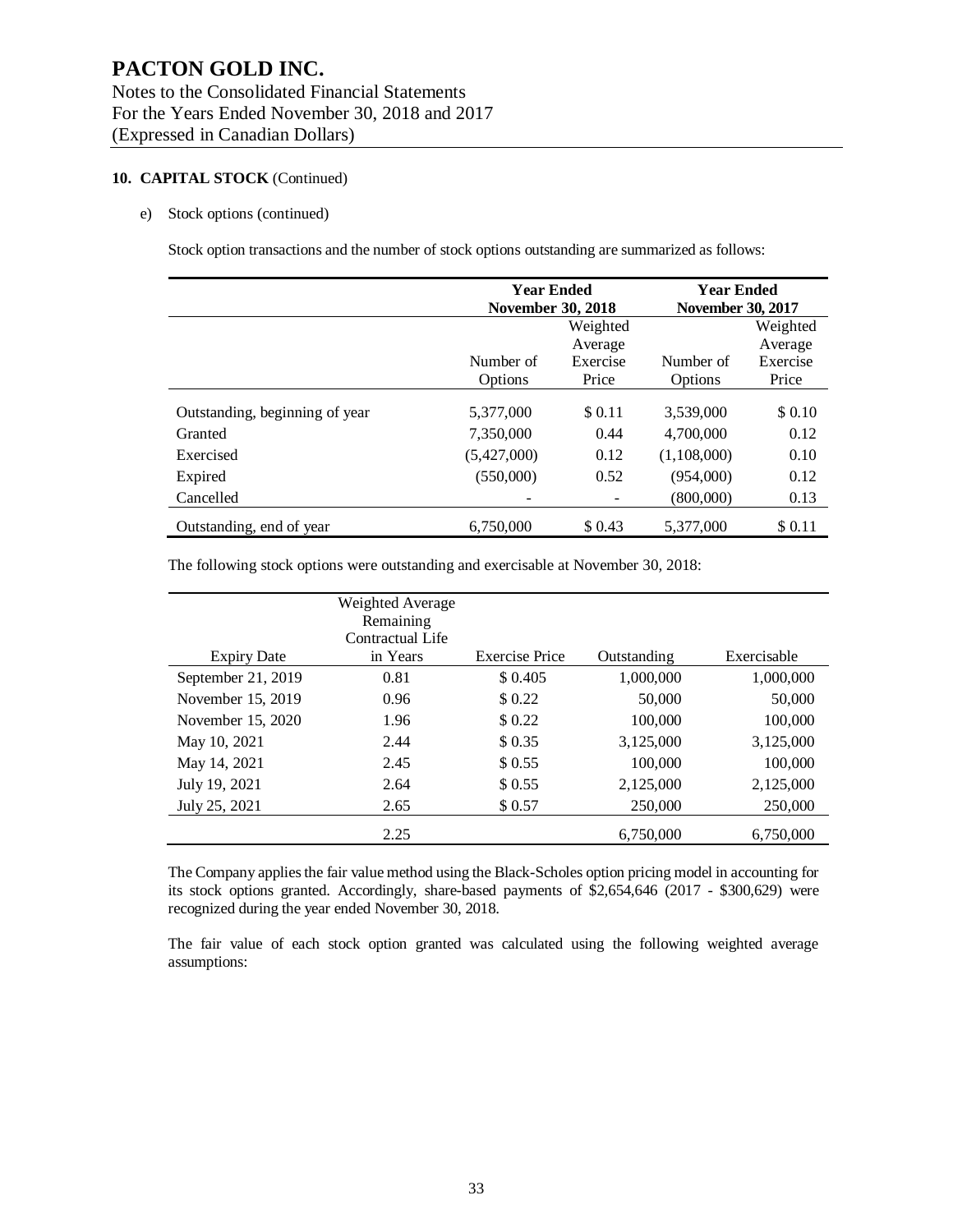# PACTON GOLD INC.

Notes to the Consolidated Financial Statements
For the Years Ended November 30, 2018 and 2017
(Expressed in Canadian Dollars)

**10. CAPITAL STOCK** (Continued)

e) Stock options (continued)

Stock option transactions and the number of stock options outstanding are summarized as follows:

| | Year Ended November 30, 2018 | | Year Ended November 30, 2017 | |
|---|---|---|---|---|
| | Number of Options | Weighted Average Exercise Price | Number of Options | Weighted Average Exercise Price |
| Outstanding, beginning of year | 5,377,000 | $ 0.11 | 3,539,000 | $ 0.10 |
| Granted | 7,350,000 | 0.44 | 4,700,000 | 0.12 |
| Exercised | (5,427,000) | 0.12 | (1,108,000) | 0.10 |
| Expired | (550,000) | 0.52 | (954,000) | 0.12 |
| Cancelled | - | - | (800,000) | 0.13 |
| Outstanding, end of year | 6,750,000 | $ 0.43 | 5,377,000 | $ 0.11 |

The following stock options were outstanding and exercisable at November 30, 2018:

| Expiry Date | Weighted Average Remaining Contractual Life in Years | Exercise Price | Outstanding | Exercisable |
|---|---|---|---|---|
| September 21, 2019 | 0.81 | $ 0.405 | 1,000,000 | 1,000,000 |
| November 15, 2019 | 0.96 | $ 0.22 | 50,000 | 50,000 |
| November 15, 2020 | 1.96 | $ 0.22 | 100,000 | 100,000 |
| May 10, 2021 | 2.44 | $ 0.35 | 3,125,000 | 3,125,000 |
| May 14, 2021 | 2.45 | $ 0.55 | 100,000 | 100,000 |
| July 19, 2021 | 2.64 | $ 0.55 | 2,125,000 | 2,125,000 |
| July 25, 2021 | 2.65 | $ 0.57 | 250,000 | 250,000 |
| | 2.25 | | 6,750,000 | 6,750,000 |

The Company applies the fair value method using the Black-Scholes option pricing model in accounting for its stock options granted. Accordingly, share-based payments of $2,654,646 (2017 - $300,629) were recognized during the year ended November 30, 2018.

The fair value of each stock option granted was calculated using the following weighted average assumptions: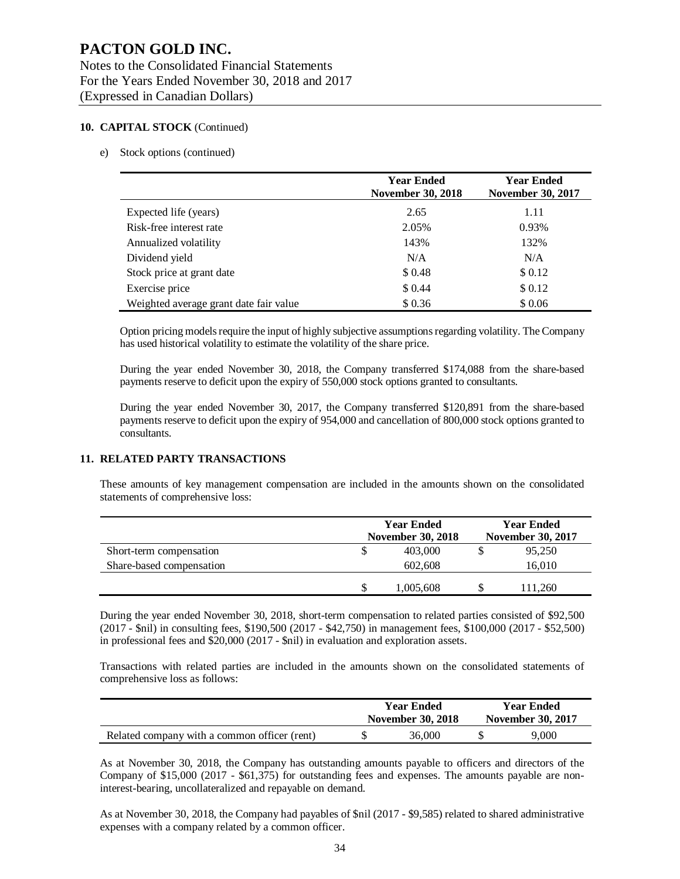# PACTON GOLD INC.

Notes to the Consolidated Financial Statements
For the Years Ended November 30, 2018 and 2017
(Expressed in Canadian Dollars)

**10. CAPITAL STOCK** (Continued)

e) Stock options (continued)

| | Year Ended November 30, 2018 | Year Ended November 30, 2017 |
|---|---|---|
| Expected life (years) | 2.65 | 1.11 |
| Risk-free interest rate | 2.05% | 0.93% |
| Annualized volatility | 143% | 132% |
| Dividend yield | N/A | N/A |
| Stock price at grant date | $ 0.48 | $ 0.12 |
| Exercise price | $ 0.44 | $ 0.12 |
| Weighted average grant date fair value | $ 0.36 | $ 0.06 |

Option pricing models require the input of highly subjective assumptions regarding volatility. The Company has used historical volatility to estimate the volatility of the share price.

During the year ended November 30, 2018, the Company transferred $174,088 from the share-based payments reserve to deficit upon the expiry of 550,000 stock options granted to consultants.

During the year ended November 30, 2017, the Company transferred $120,891 from the share-based payments reserve to deficit upon the expiry of 954,000 and cancellation of 800,000 stock options granted to consultants.

**11. RELATED PARTY TRANSACTIONS**

These amounts of key management compensation are included in the amounts shown on the consolidated statements of comprehensive loss:

| | Year Ended November 30, 2018 | Year Ended November 30, 2017 |
|---|---|---|
| Short-term compensation | $ 403,000 | $ 95,250 |
| Share-based compensation | 602,608 | 16,010 |
| | $ 1,005,608 | $ 111,260 |

During the year ended November 30, 2018, short-term compensation to related parties consisted of $92,500 (2017 - $nil) in consulting fees, $190,500 (2017 - $42,750) in management fees, $100,000 (2017 - $52,500) in professional fees and $20,000 (2017 - $nil) in evaluation and exploration assets.

Transactions with related parties are included in the amounts shown on the consolidated statements of comprehensive loss as follows:

| | Year Ended November 30, 2018 | Year Ended November 30, 2017 |
|---|---|---|
| Related company with a common officer (rent) | $ 36,000 | $ 9,000 |

As at November 30, 2018, the Company has outstanding amounts payable to officers and directors of the Company of $15,000 (2017 - $61,375) for outstanding fees and expenses. The amounts payable are non-interest-bearing, uncollateralized and repayable on demand.

As at November 30, 2018, the Company had payables of $nil (2017 - $9,585) related to shared administrative expenses with a company related by a common officer.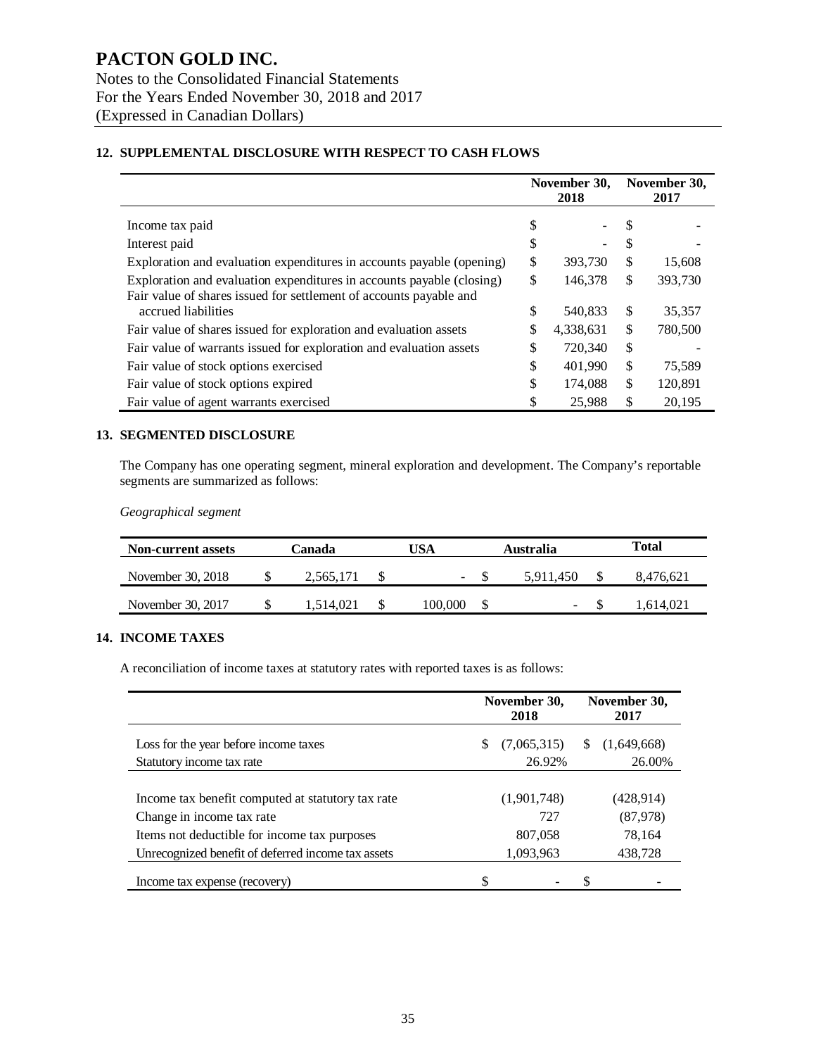# PACTON GOLD INC.

Notes to the Consolidated Financial Statements
For the Years Ended November 30, 2018 and 2017
(Expressed in Canadian Dollars)

## 12. SUPPLEMENTAL DISCLOSURE WITH RESPECT TO CASH FLOWS

| | November 30, 2018 | November 30, 2017 |
|---|---|---|
| Income tax paid | $ - | $ - |
| Interest paid | $ - | $ - |
| Exploration and evaluation expenditures in accounts payable (opening) | $ 393,730 | $ 15,608 |
| Exploration and evaluation expenditures in accounts payable (closing) | $ 146,378 | $ 393,730 |
| Fair value of shares issued for settlement of accounts payable and accrued liabilities | $ 540,833 | $ 35,357 |
| Fair value of shares issued for exploration and evaluation assets | $ 4,338,631 | $ 780,500 |
| Fair value of warrants issued for exploration and evaluation assets | $ 720,340 | $ - |
| Fair value of stock options exercised | $ 401,990 | $ 75,589 |
| Fair value of stock options expired | $ 174,088 | $ 120,891 |
| Fair value of agent warrants exercised | $ 25,988 | $ 20,195 |

## 13. SEGMENTED DISCLOSURE

The Company has one operating segment, mineral exploration and development. The Company's reportable segments are summarized as follows:

*Geographical segment*

| Non-current assets | Canada | USA | Australia | Total |
|---|---|---|---|---|
| November 30, 2018 | $ 2,565,171 | $ - | $ 5,911,450 | $ 8,476,621 |
| November 30, 2017 | $ 1,514,021 | $ 100,000 | $ - | $ 1,614,021 |

## 14. INCOME TAXES

A reconciliation of income taxes at statutory rates with reported taxes is as follows:

| | November 30, 2018 | November 30, 2017 |
|---|---|---|
| Loss for the year before income taxes | $ (7,065,315) | $ (1,649,668) |
| Statutory income tax rate | 26.92% | 26.00% |
| | | |
| Income tax benefit computed at statutory tax rate | (1,901,748) | (428,914) |
| Change in income tax rate | 727 | (87,978) |
| Items not deductible for income tax purposes | 807,058 | 78,164 |
| Unrecognized benefit of deferred income tax assets | 1,093,963 | 438,728 |
| Income tax expense (recovery) | $ - | $ - |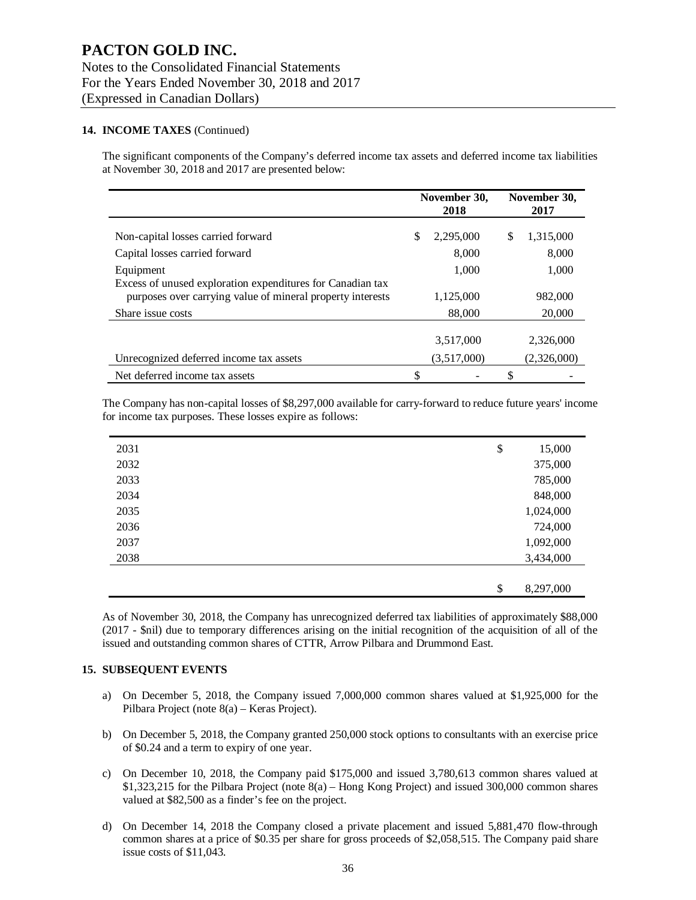### 14. INCOME TAXES (Continued)

The significant components of the Company's deferred income tax assets and deferred income tax liabilities at November 30, 2018 and 2017 are presented below:

| | November 30, 2018 | November 30, 2017 |
|---|---|---|
| Non-capital losses carried forward | $ 2,295,000 | $ 1,315,000 |
| Capital losses carried forward | 8,000 | 8,000 |
| Equipment | 1,000 | 1,000 |
| Excess of unused exploration expenditures for Canadian tax purposes over carrying value of mineral property interests | 1,125,000 | 982,000 |
| Share issue costs | 88,000 | 20,000 |
| | 3,517,000 | 2,326,000 |
| Unrecognized deferred income tax assets | (3,517,000) | (2,326,000) |
| Net deferred income tax assets | $ - | $ - |

The Company has non-capital losses of $8,297,000 available for carry-forward to reduce future years' income for income tax purposes. These losses expire as follows:

| | |
|---|---|
| 2031 | $ 15,000 |
| 2032 | 375,000 |
| 2033 | 785,000 |
| 2034 | 848,000 |
| 2035 | 1,024,000 |
| 2036 | 724,000 |
| 2037 | 1,092,000 |
| 2038 | 3,434,000 |
| | $ 8,297,000 |

As of November 30, 2018, the Company has unrecognized deferred tax liabilities of approximately $88,000 (2017 - $nil) due to temporary differences arising on the initial recognition of the acquisition of all of the issued and outstanding common shares of CTTR, Arrow Pilbara and Drummond East.

### 15. SUBSEQUENT EVENTS

a) On December 5, 2018, the Company issued 7,000,000 common shares valued at $1,925,000 for the Pilbara Project (note 8(a) – Keras Project).

b) On December 5, 2018, the Company granted 250,000 stock options to consultants with an exercise price of $0.24 and a term to expiry of one year.

c) On December 10, 2018, the Company paid $175,000 and issued 3,780,613 common shares valued at $1,323,215 for the Pilbara Project (note 8(a) – Hong Kong Project) and issued 300,000 common shares valued at $82,500 as a finder's fee on the project.

d) On December 14, 2018 the Company closed a private placement and issued 5,881,470 flow-through common shares at a price of $0.35 per share for gross proceeds of $2,058,515. The Company paid share issue costs of $11,043.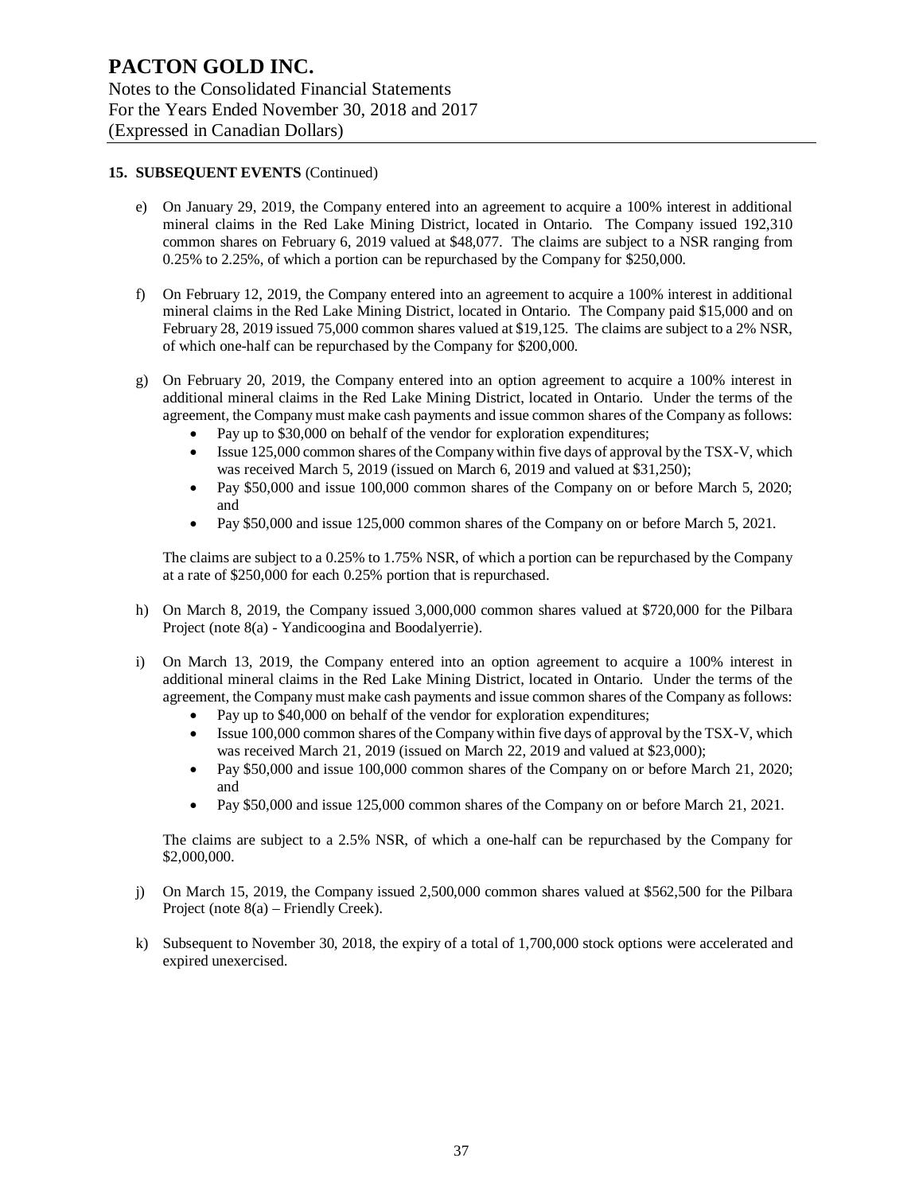**15. SUBSEQUENT EVENTS** (Continued)

e) On January 29, 2019, the Company entered into an agreement to acquire a 100% interest in additional mineral claims in the Red Lake Mining District, located in Ontario. The Company issued 192,310 common shares on February 6, 2019 valued at $48,077. The claims are subject to a NSR ranging from 0.25% to 2.25%, of which a portion can be repurchased by the Company for $250,000.

f) On February 12, 2019, the Company entered into an agreement to acquire a 100% interest in additional mineral claims in the Red Lake Mining District, located in Ontario. The Company paid $15,000 and on February 28, 2019 issued 75,000 common shares valued at $19,125. The claims are subject to a 2% NSR, of which one-half can be repurchased by the Company for $200,000.

g) On February 20, 2019, the Company entered into an option agreement to acquire a 100% interest in additional mineral claims in the Red Lake Mining District, located in Ontario. Under the terms of the agreement, the Company must make cash payments and issue common shares of the Company as follows:
   - Pay up to $30,000 on behalf of the vendor for exploration expenditures;
   - Issue 125,000 common shares of the Company within five days of approval by the TSX-V, which was received March 5, 2019 (issued on March 6, 2019 and valued at $31,250);
   - Pay $50,000 and issue 100,000 common shares of the Company on or before March 5, 2020; and
   - Pay $50,000 and issue 125,000 common shares of the Company on or before March 5, 2021.

   The claims are subject to a 0.25% to 1.75% NSR, of which a portion can be repurchased by the Company at a rate of $250,000 for each 0.25% portion that is repurchased.

h) On March 8, 2019, the Company issued 3,000,000 common shares valued at $720,000 for the Pilbara Project (note 8(a) - Yandicoogina and Boodalyerrie).

i) On March 13, 2019, the Company entered into an option agreement to acquire a 100% interest in additional mineral claims in the Red Lake Mining District, located in Ontario. Under the terms of the agreement, the Company must make cash payments and issue common shares of the Company as follows:
   - Pay up to $40,000 on behalf of the vendor for exploration expenditures;
   - Issue 100,000 common shares of the Company within five days of approval by the TSX-V, which was received March 21, 2019 (issued on March 22, 2019 and valued at $23,000);
   - Pay $50,000 and issue 100,000 common shares of the Company on or before March 21, 2020; and
   - Pay $50,000 and issue 125,000 common shares of the Company on or before March 21, 2021.

   The claims are subject to a 2.5% NSR, of which a one-half can be repurchased by the Company for $2,000,000.

j) On March 15, 2019, the Company issued 2,500,000 common shares valued at $562,500 for the Pilbara Project (note 8(a) – Friendly Creek).

k) Subsequent to November 30, 2018, the expiry of a total of 1,700,000 stock options were accelerated and expired unexercised.